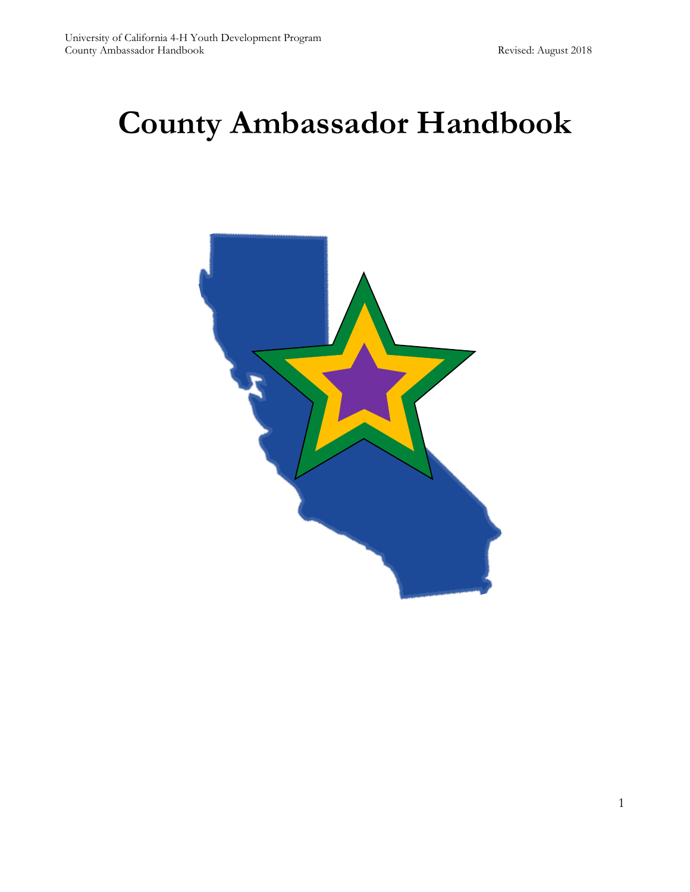# County Ambassador Handbook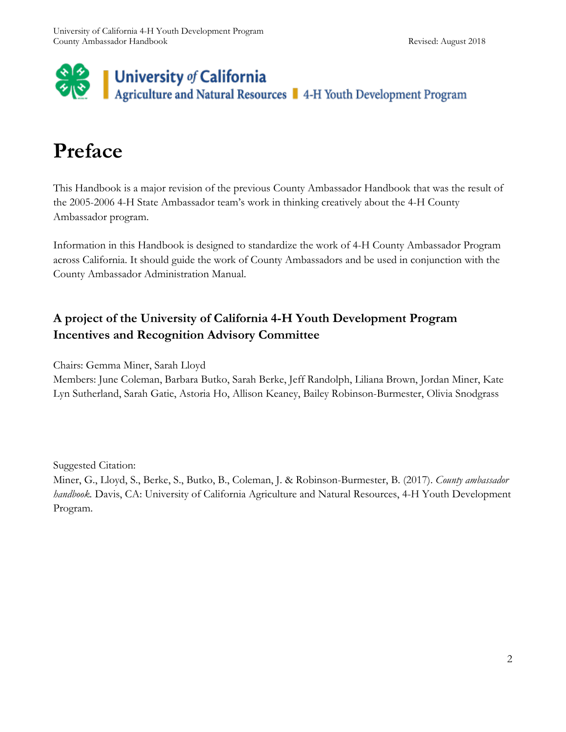# Preface

This Handbook is a major revision of the previous County Ambassador Handbook that was the result of the 2005-2006 4-H State Ambassador team's work in thinking creatively about the 4-H County Ambassador program.

Information in this Handbook is designed to standardize the work of 4-H County Ambassador Program across California. It should guide the work of County Ambassadors and be used in conjunction with the County Ambassador Administration Manual.

### A project of the University of California 4-H Youth Development Program Incentives and Recognition Advisory Committee

Chairs: Gemma Miner, Sarah Lloyd
Members: June Coleman, Barbara Butko, Sarah Berke, Jeff Randolph, Liliana Brown, Jordan Miner, Kate Lyn Sutherland, Sarah Gatie, Astoria Ho, Allison Keaney, Bailey Robinson-Burmester, Olivia Snodgrass

Suggested Citation:
Miner, G., Lloyd, S., Berke, S., Butko, B., Coleman, J. & Robinson-Burmester, B. (2017). *County ambassador handbook.* Davis, CA: University of California Agriculture and Natural Resources, 4-H Youth Development Program.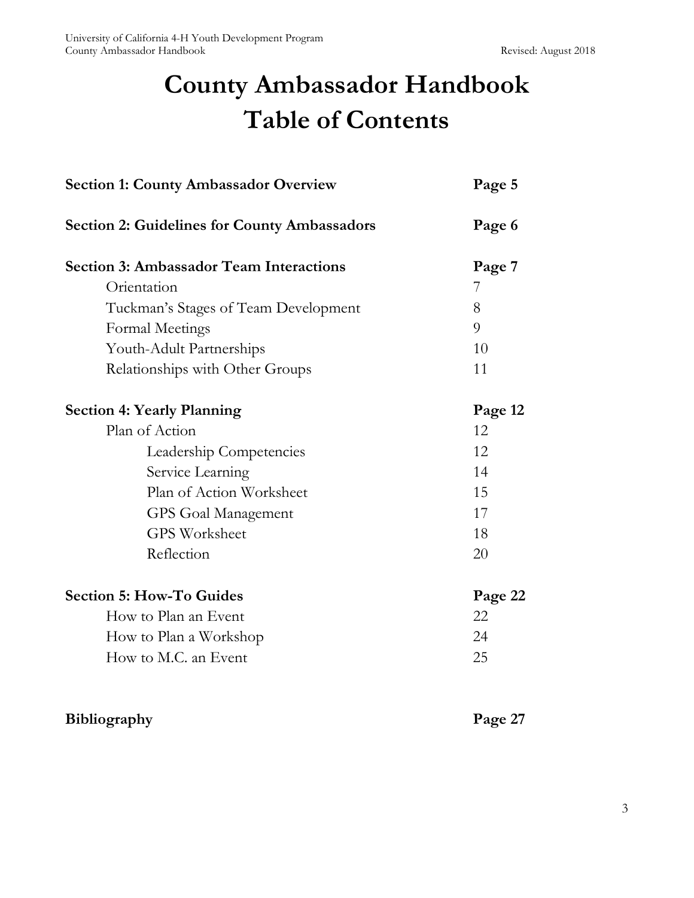# County Ambassador Handbook
# Table of Contents

| | |
|---|---|
| **Section 1: County Ambassador Overview** | **Page 5** |
| **Section 2: Guidelines for County Ambassadors** | **Page 6** |
| **Section 3: Ambassador Team Interactions** | **Page 7** |
| Orientation | 7 |
| Tuckman's Stages of Team Development | 8 |
| Formal Meetings | 9 |
| Youth-Adult Partnerships | 10 |
| Relationships with Other Groups | 11 |
| **Section 4: Yearly Planning** | **Page 12** |
| Plan of Action | 12 |
| Leadership Competencies | 12 |
| Service Learning | 14 |
| Plan of Action Worksheet | 15 |
| GPS Goal Management | 17 |
| GPS Worksheet | 18 |
| Reflection | 20 |
| **Section 5: How-To Guides** | **Page 22** |
| How to Plan an Event | 22 |
| How to Plan a Workshop | 24 |
| How to M.C. an Event | 25 |
| **Bibliography** | **Page 27** |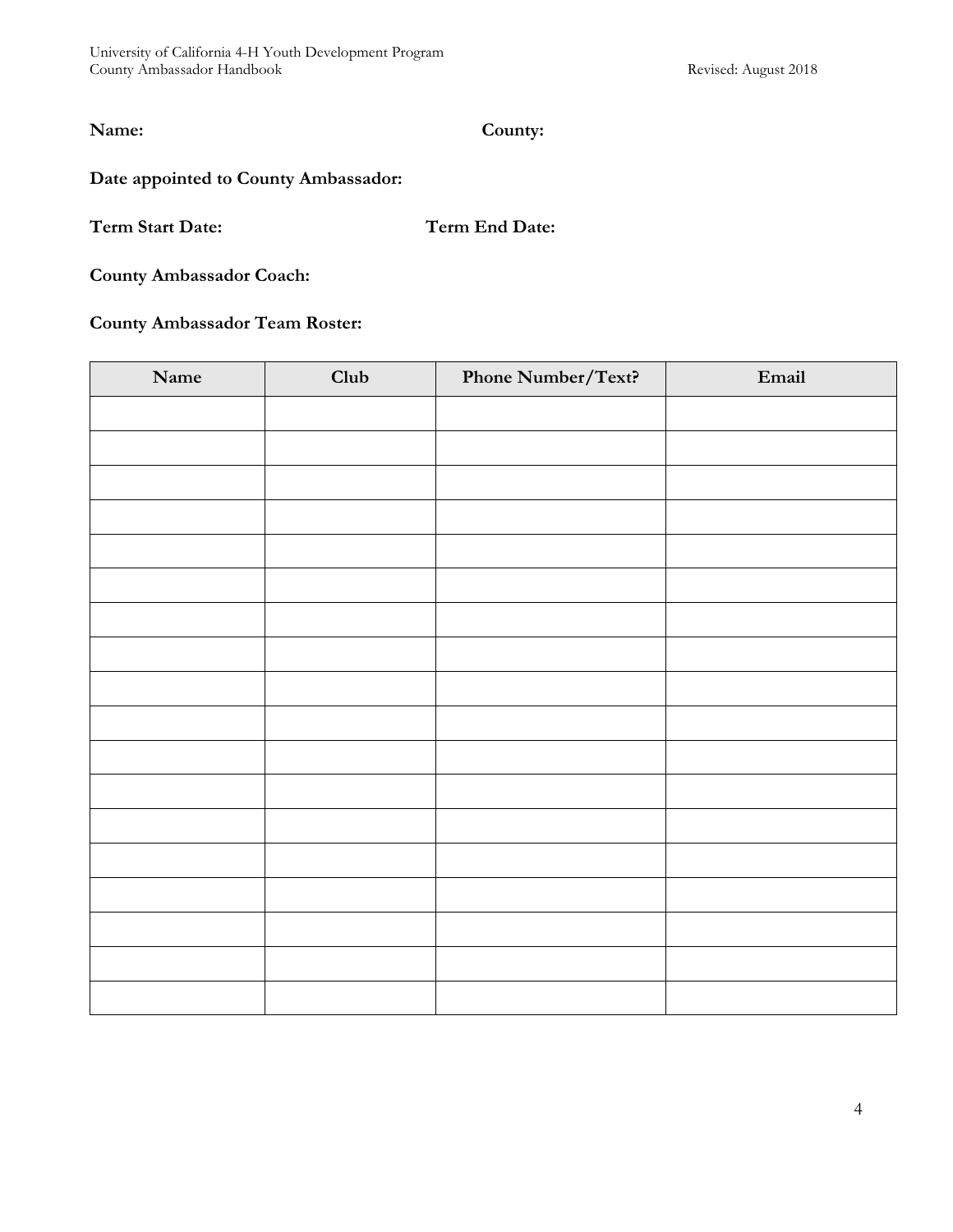**Name:** **County:**

**Date appointed to County Ambassador:**

**Term Start Date:** **Term End Date:**

**County Ambassador Coach:**

**County Ambassador Team Roster:**

| Name | Club | Phone Number/Text? | Email |
|---|---|---|---|
| | | | |
| | | | |
| | | | |
| | | | |
| | | | |
| | | | |
| | | | |
| | | | |
| | | | |
| | | | |
| | | | |
| | | | |
| | | | |
| | | | |
| | | | |
| | | | |
| | | | |
| | | | |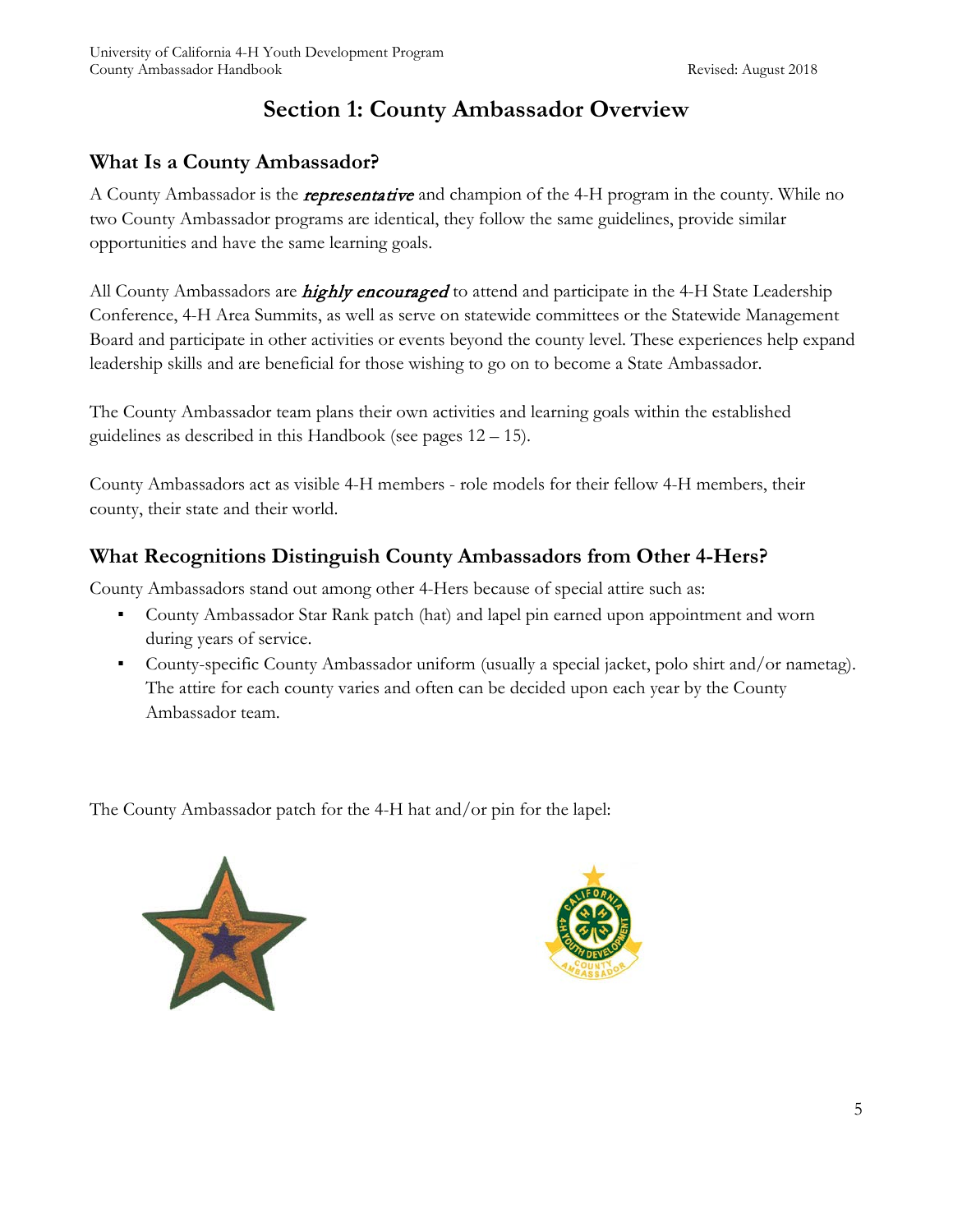# Section 1: County Ambassador Overview

## What Is a County Ambassador?

A County Ambassador is the ***representative*** and champion of the 4-H program in the county. While no two County Ambassador programs are identical, they follow the same guidelines, provide similar opportunities and have the same learning goals.

All County Ambassadors are ***highly encouraged*** to attend and participate in the 4-H State Leadership Conference, 4-H Area Summits, as well as serve on statewide committees or the Statewide Management Board and participate in other activities or events beyond the county level. These experiences help expand leadership skills and are beneficial for those wishing to go on to become a State Ambassador.

The County Ambassador team plans their own activities and learning goals within the established guidelines as described in this Handbook (see pages 12 – 15).

County Ambassadors act as visible 4-H members - role models for their fellow 4-H members, their county, their state and their world.

## What Recognitions Distinguish County Ambassadors from Other 4-Hers?

County Ambassadors stand out among other 4-Hers because of special attire such as:

- County Ambassador Star Rank patch (hat) and lapel pin earned upon appointment and worn during years of service.
- County-specific County Ambassador uniform (usually a special jacket, polo shirt and/or nametag). The attire for each county varies and often can be decided upon each year by the County Ambassador team.

The County Ambassador patch for the 4-H hat and/or pin for the lapel: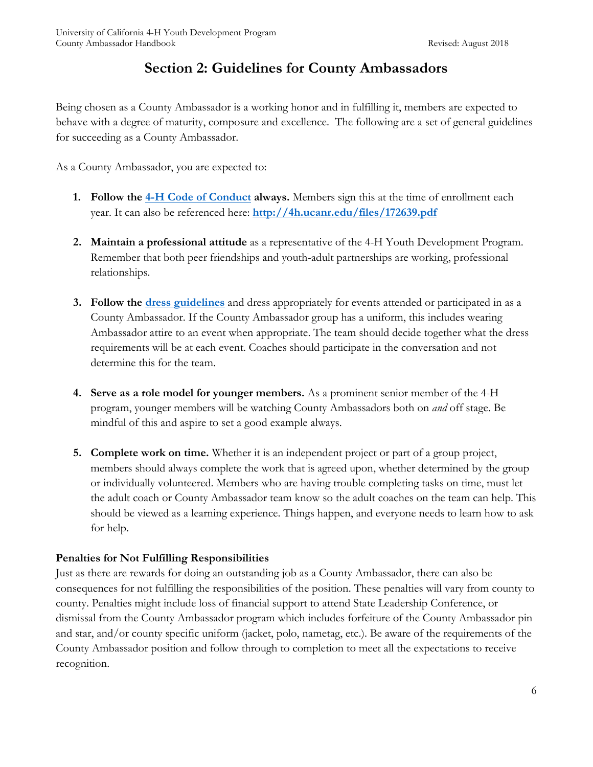# Section 2: Guidelines for County Ambassadors

Being chosen as a County Ambassador is a working honor and in fulfilling it, members are expected to behave with a degree of maturity, composure and excellence. The following are a set of general guidelines for succeeding as a County Ambassador.

As a County Ambassador, you are expected to:

1. **Follow the [4-H Code of Conduct](http://4h.ucanr.edu/files/172639.pdf) always.** Members sign this at the time of enrollment each year. It can also be referenced here: **http://4h.ucanr.edu/files/172639.pdf**

2. **Maintain a professional attitude** as a representative of the 4-H Youth Development Program. Remember that both peer friendships and youth-adult partnerships are working, professional relationships.

3. **Follow the dress guidelines** and dress appropriately for events attended or participated in as a County Ambassador. If the County Ambassador group has a uniform, this includes wearing Ambassador attire to an event when appropriate. The team should decide together what the dress requirements will be at each event. Coaches should participate in the conversation and not determine this for the team.

4. **Serve as a role model for younger members.** As a prominent senior member of the 4-H program, younger members will be watching County Ambassadors both on *and* off stage. Be mindful of this and aspire to set a good example always.

5. **Complete work on time.** Whether it is an independent project or part of a group project, members should always complete the work that is agreed upon, whether determined by the group or individually volunteered. Members who are having trouble completing tasks on time, must let the adult coach or County Ambassador team know so the adult coaches on the team can help. This should be viewed as a learning experience. Things happen, and everyone needs to learn how to ask for help.

### Penalties for Not Fulfilling Responsibilities

Just as there are rewards for doing an outstanding job as a County Ambassador, there can also be consequences for not fulfilling the responsibilities of the position. These penalties will vary from county to county. Penalties might include loss of financial support to attend State Leadership Conference, or dismissal from the County Ambassador program which includes forfeiture of the County Ambassador pin and star, and/or county specific uniform (jacket, polo, nametag, etc.). Be aware of the requirements of the County Ambassador position and follow through to completion to meet all the expectations to receive recognition.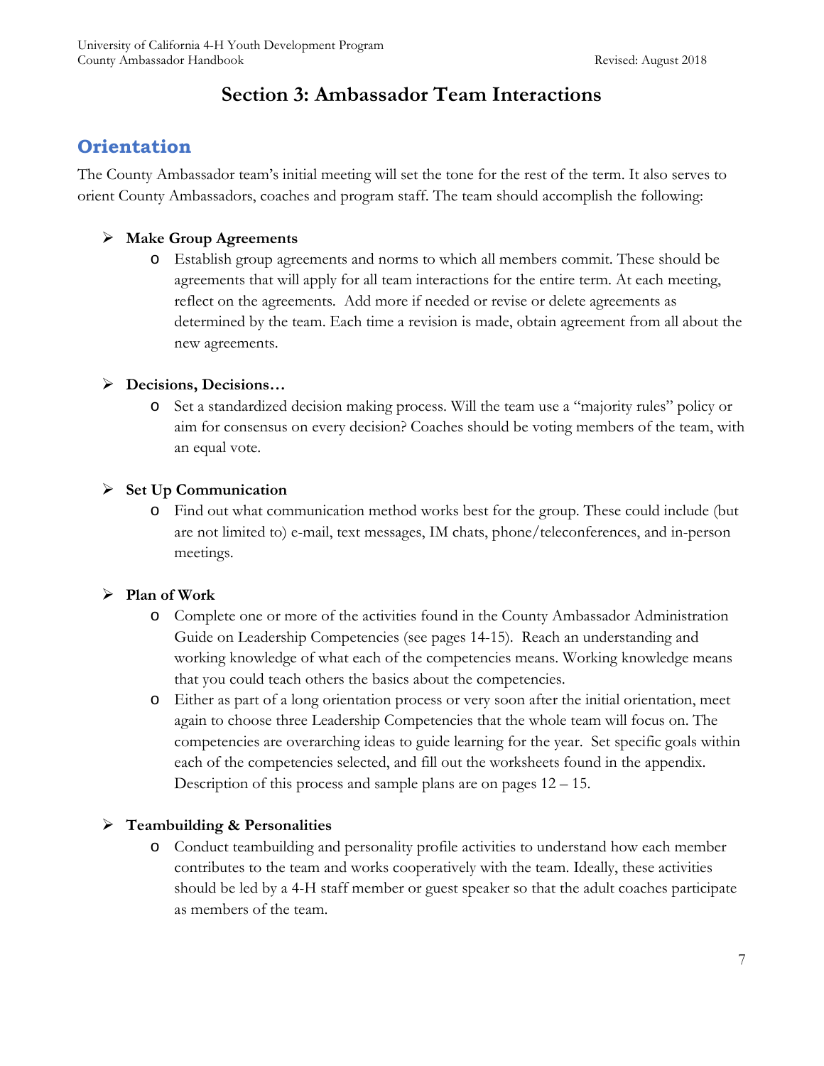# Section 3: Ambassador Team Interactions

## Orientation

The County Ambassador team's initial meeting will set the tone for the rest of the term. It also serves to orient County Ambassadors, coaches and program staff. The team should accomplish the following:

- **Make Group Agreements**
  - Establish group agreements and norms to which all members commit. These should be agreements that will apply for all team interactions for the entire term. At each meeting, reflect on the agreements. Add more if needed or revise or delete agreements as determined by the team. Each time a revision is made, obtain agreement from all about the new agreements.

- **Decisions, Decisions…**
  - Set a standardized decision making process. Will the team use a "majority rules" policy or aim for consensus on every decision? Coaches should be voting members of the team, with an equal vote.

- **Set Up Communication**
  - Find out what communication method works best for the group. These could include (but are not limited to) e-mail, text messages, IM chats, phone/teleconferences, and in-person meetings.

- **Plan of Work**
  - Complete one or more of the activities found in the County Ambassador Administration Guide on Leadership Competencies (see pages 14-15). Reach an understanding and working knowledge of what each of the competencies means. Working knowledge means that you could teach others the basics about the competencies.
  - Either as part of a long orientation process or very soon after the initial orientation, meet again to choose three Leadership Competencies that the whole team will focus on. The competencies are overarching ideas to guide learning for the year. Set specific goals within each of the competencies selected, and fill out the worksheets found in the appendix. Description of this process and sample plans are on pages 12 – 15.

- **Teambuilding & Personalities**
  - Conduct teambuilding and personality profile activities to understand how each member contributes to the team and works cooperatively with the team. Ideally, these activities should be led by a 4-H staff member or guest speaker so that the adult coaches participate as members of the team.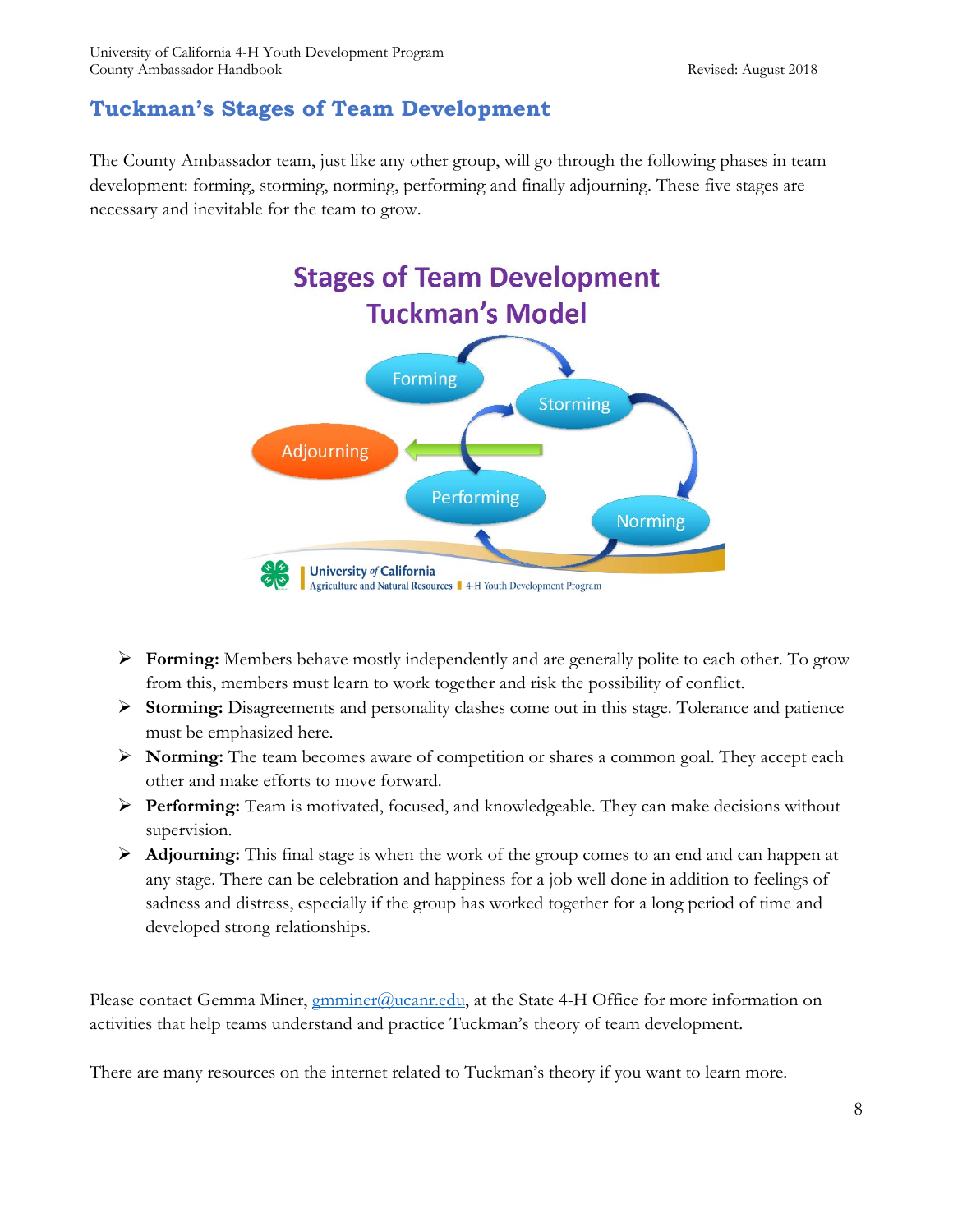## Tuckman's Stages of Team Development

The County Ambassador team, just like any other group, will go through the following phases in team development: forming, storming, norming, performing and finally adjourning. These five stages are necessary and inevitable for the team to grow.

- **Forming:** Members behave mostly independently and are generally polite to each other. To grow from this, members must learn to work together and risk the possibility of conflict.
- **Storming:** Disagreements and personality clashes come out in this stage. Tolerance and patience must be emphasized here.
- **Norming:** The team becomes aware of competition or shares a common goal. They accept each other and make efforts to move forward.
- **Performing:** Team is motivated, focused, and knowledgeable. They can make decisions without supervision.
- **Adjourning:** This final stage is when the work of the group comes to an end and can happen at any stage. There can be celebration and happiness for a job well done in addition to feelings of sadness and distress, especially if the group has worked together for a long period of time and developed strong relationships.

Please contact Gemma Miner, gmminer@ucanr.edu, at the State 4-H Office for more information on activities that help teams understand and practice Tuckman's theory of team development.

There are many resources on the internet related to Tuckman's theory if you want to learn more.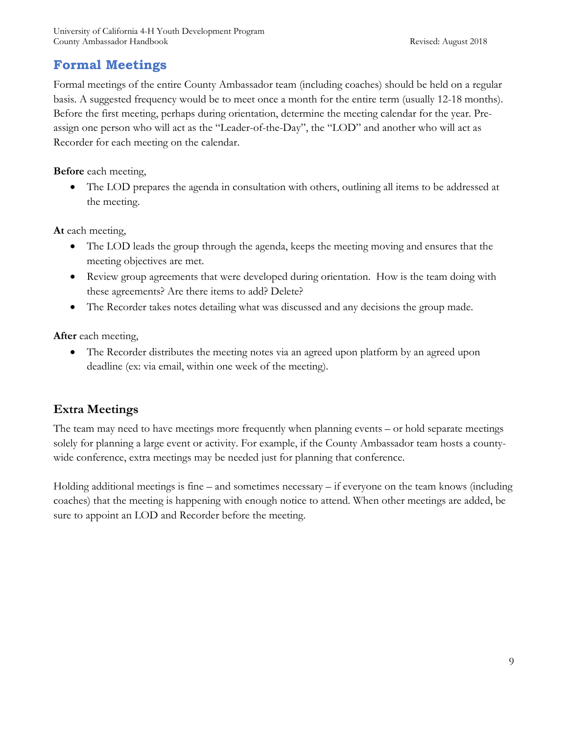## Formal Meetings

Formal meetings of the entire County Ambassador team (including coaches) should be held on a regular basis. A suggested frequency would be to meet once a month for the entire term (usually 12-18 months). Before the first meeting, perhaps during orientation, determine the meeting calendar for the year. Pre-assign one person who will act as the "Leader-of-the-Day", the "LOD" and another who will act as Recorder for each meeting on the calendar.

**Before** each meeting,

- The LOD prepares the agenda in consultation with others, outlining all items to be addressed at the meeting.

**At** each meeting,

- The LOD leads the group through the agenda, keeps the meeting moving and ensures that the meeting objectives are met.
- Review group agreements that were developed during orientation. How is the team doing with these agreements? Are there items to add? Delete?
- The Recorder takes notes detailing what was discussed and any decisions the group made.

**After** each meeting,

- The Recorder distributes the meeting notes via an agreed upon platform by an agreed upon deadline (ex: via email, within one week of the meeting).

### Extra Meetings

The team may need to have meetings more frequently when planning events – or hold separate meetings solely for planning a large event or activity. For example, if the County Ambassador team hosts a county-wide conference, extra meetings may be needed just for planning that conference.

Holding additional meetings is fine – and sometimes necessary – if everyone on the team knows (including coaches) that the meeting is happening with enough notice to attend. When other meetings are added, be sure to appoint an LOD and Recorder before the meeting.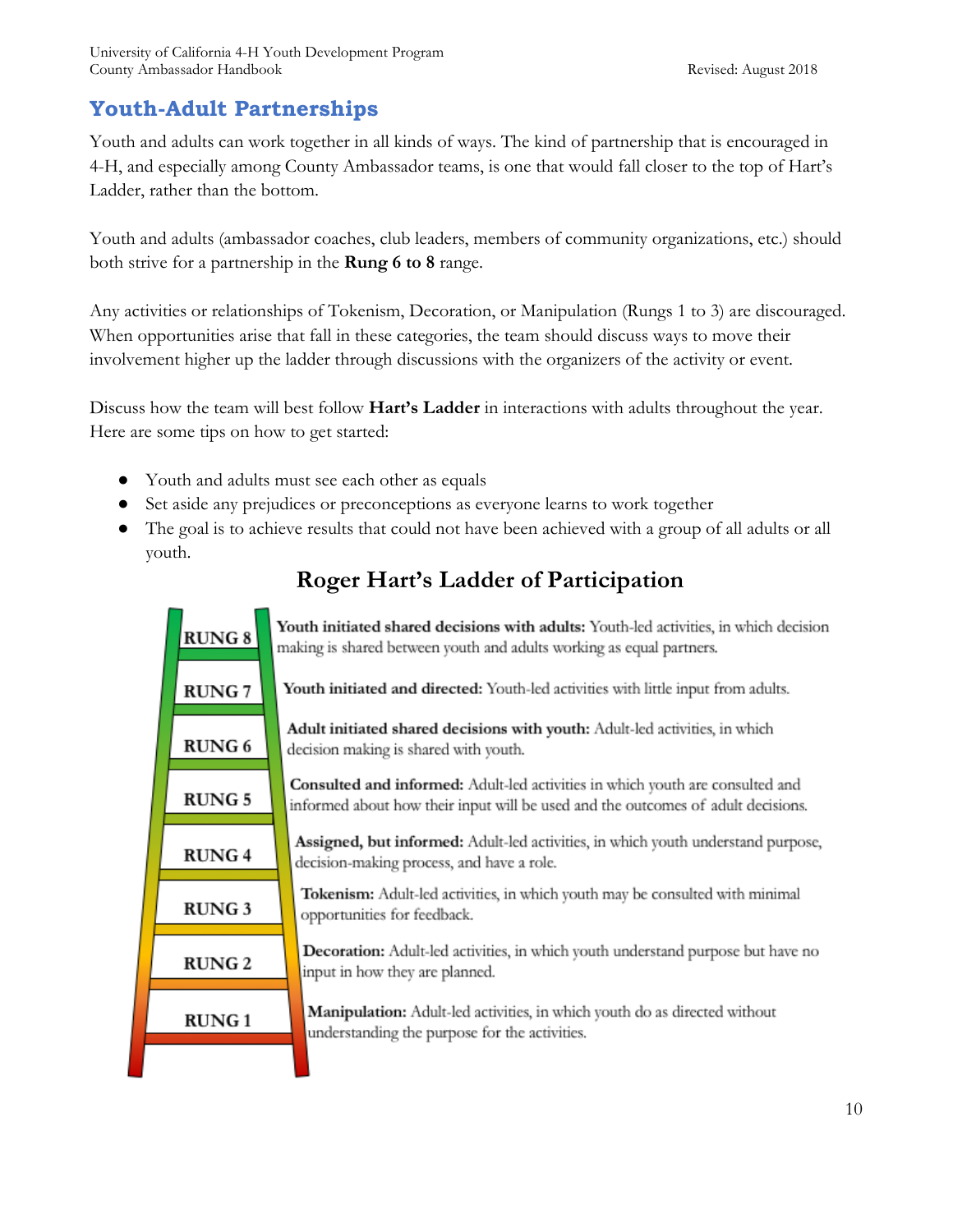## Youth-Adult Partnerships

Youth and adults can work together in all kinds of ways. The kind of partnership that is encouraged in 4-H, and especially among County Ambassador teams, is one that would fall closer to the top of Hart's Ladder, rather than the bottom.

Youth and adults (ambassador coaches, club leaders, members of community organizations, etc.) should both strive for a partnership in the **Rung 6 to 8** range.

Any activities or relationships of Tokenism, Decoration, or Manipulation (Rungs 1 to 3) are discouraged. When opportunities arise that fall in these categories, the team should discuss ways to move their involvement higher up the ladder through discussions with the organizers of the activity or event.

Discuss how the team will best follow **Hart's Ladder** in interactions with adults throughout the year. Here are some tips on how to get started:

- Youth and adults must see each other as equals
- Set aside any prejudices or preconceptions as everyone learns to work together
- The goal is to achieve results that could not have been achieved with a group of all adults or all youth.

### Roger Hart's Ladder of Participation

**RUNG 8** — **Youth initiated shared decisions with adults:** Youth-led activities, in which decision making is shared between youth and adults working as equal partners.

**RUNG 7** — **Youth initiated and directed:** Youth-led activities with little input from adults.

**RUNG 6** — **Adult initiated shared decisions with youth:** Adult-led activities, in which decision making is shared with youth.

**RUNG 5** — **Consulted and informed:** Adult-led activities in which youth are consulted and informed about how their input will be used and the outcomes of adult decisions.

**RUNG 4** — **Assigned, but informed:** Adult-led activities, in which youth understand purpose, decision-making process, and have a role.

**RUNG 3** — **Tokenism:** Adult-led activities, in which youth may be consulted with minimal opportunities for feedback.

**RUNG 2** — **Decoration:** Adult-led activities, in which youth understand purpose but have no input in how they are planned.

**RUNG 1** — **Manipulation:** Adult-led activities, in which youth do as directed without understanding the purpose for the activities.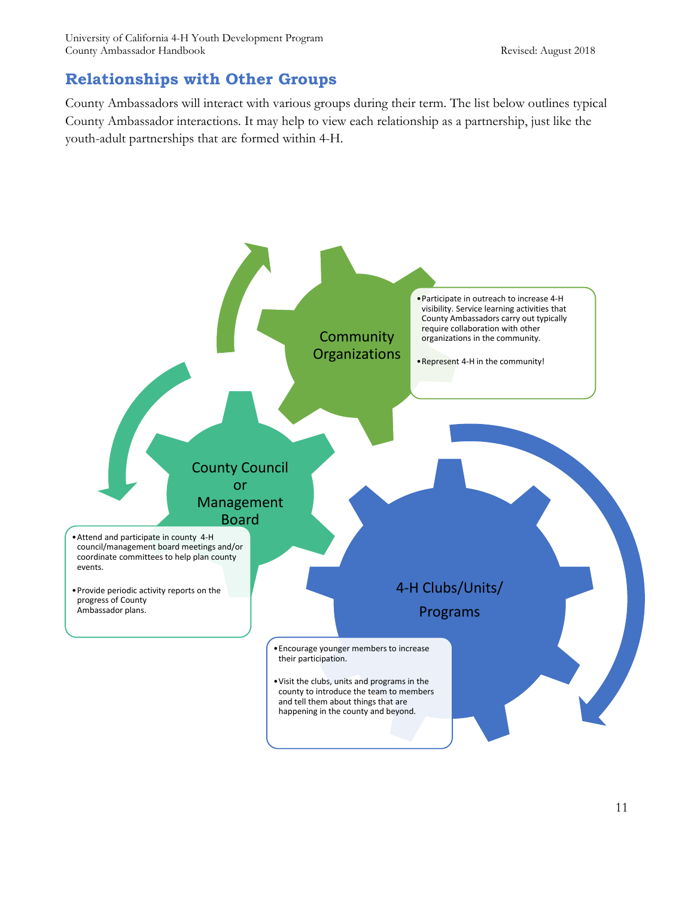## Relationships with Other Groups

County Ambassadors will interact with various groups during their term. The list below outlines typical County Ambassador interactions. It may help to view each relationship as a partnership, just like the youth-adult partnerships that are formed within 4-H.

### Community Organizations

- Participate in outreach to increase 4-H visibility. Service learning activities that County Ambassadors carry out typically require collaboration with other organizations in the community.
- Represent 4-H in the community!

### County Council or Management Board

- Attend and participate in county 4-H council/management board meetings and/or coordinate committees to help plan county events.
- Provide periodic activity reports on the progress of County Ambassador plans.

### 4-H Clubs/Units/ Programs

- Encourage younger members to increase their participation.
- Visit the clubs, units and programs in the county to introduce the team to members and tell them about things that are happening in the county and beyond.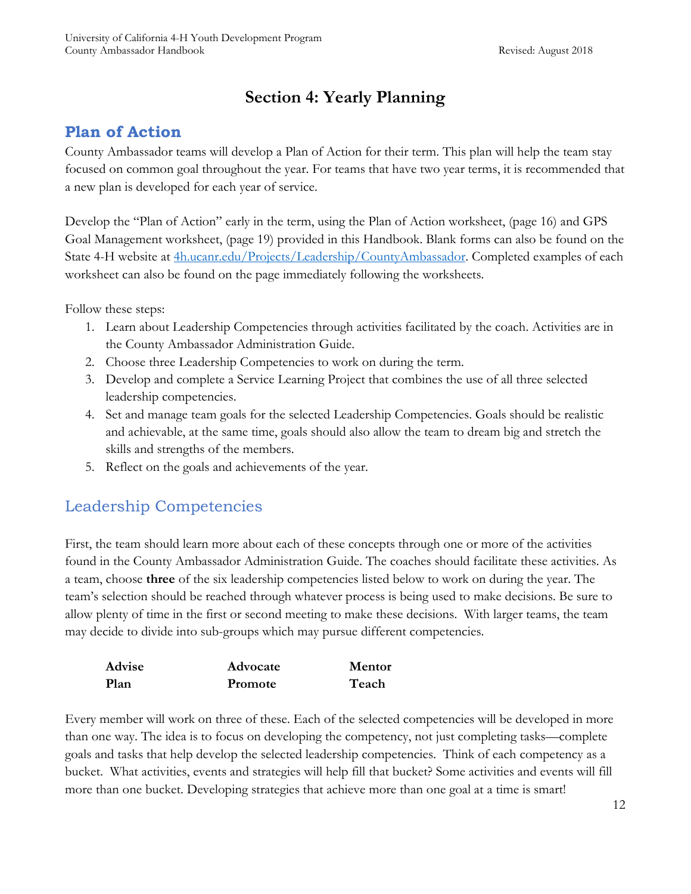# Section 4: Yearly Planning

## Plan of Action

County Ambassador teams will develop a Plan of Action for their term. This plan will help the team stay focused on common goal throughout the year. For teams that have two year terms, it is recommended that a new plan is developed for each year of service.

Develop the "Plan of Action" early in the term, using the Plan of Action worksheet, (page 16) and GPS Goal Management worksheet, (page 19) provided in this Handbook. Blank forms can also be found on the State 4-H website at 4h.ucanr.edu/Projects/Leadership/CountyAmbassador. Completed examples of each worksheet can also be found on the page immediately following the worksheets.

Follow these steps:

1. Learn about Leadership Competencies through activities facilitated by the coach. Activities are in the County Ambassador Administration Guide.
2. Choose three Leadership Competencies to work on during the term.
3. Develop and complete a Service Learning Project that combines the use of all three selected leadership competencies.
4. Set and manage team goals for the selected Leadership Competencies. Goals should be realistic and achievable, at the same time, goals should also allow the team to dream big and stretch the skills and strengths of the members.
5. Reflect on the goals and achievements of the year.

## Leadership Competencies

First, the team should learn more about each of these concepts through one or more of the activities found in the County Ambassador Administration Guide. The coaches should facilitate these activities. As a team, choose **three** of the six leadership competencies listed below to work on during the year. The team's selection should be reached through whatever process is being used to make decisions. Be sure to allow plenty of time in the first or second meeting to make these decisions. With larger teams, the team may decide to divide into sub-groups which may pursue different competencies.

| | | |
|---|---|---|
| **Advise** | **Advocate** | **Mentor** |
| **Plan** | **Promote** | **Teach** |

Every member will work on three of these. Each of the selected competencies will be developed in more than one way. The idea is to focus on developing the competency, not just completing tasks—complete goals and tasks that help develop the selected leadership competencies. Think of each competency as a bucket. What activities, events and strategies will help fill that bucket? Some activities and events will fill more than one bucket. Developing strategies that achieve more than one goal at a time is smart!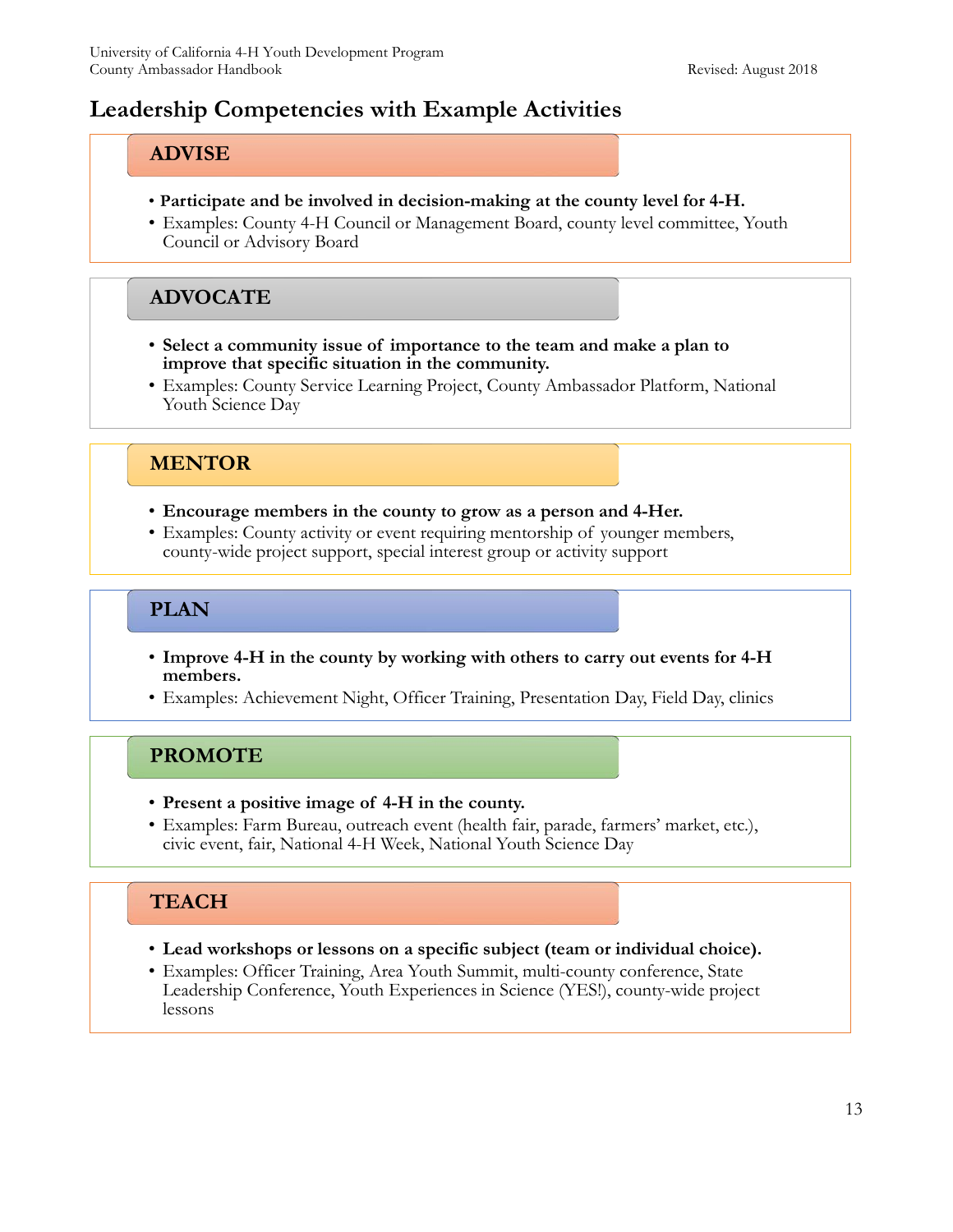## Leadership Competencies with Example Activities

### ADVISE

- **Participate and be involved in decision-making at the county level for 4-H.**
- Examples: County 4-H Council or Management Board, county level committee, Youth Council or Advisory Board

### ADVOCATE

- **Select a community issue of importance to the team and make a plan to improve that specific situation in the community.**
- Examples: County Service Learning Project, County Ambassador Platform, National Youth Science Day

### MENTOR

- **Encourage members in the county to grow as a person and 4-Her.**
- Examples: County activity or event requiring mentorship of younger members, county-wide project support, special interest group or activity support

### PLAN

- **Improve 4-H in the county by working with others to carry out events for 4-H members.**
- Examples: Achievement Night, Officer Training, Presentation Day, Field Day, clinics

### PROMOTE

- **Present a positive image of 4-H in the county.**
- Examples: Farm Bureau, outreach event (health fair, parade, farmers' market, etc.), civic event, fair, National 4-H Week, National Youth Science Day

### TEACH

- **Lead workshops or lessons on a specific subject (team or individual choice).**
- Examples: Officer Training, Area Youth Summit, multi-county conference, State Leadership Conference, Youth Experiences in Science (YES!), county-wide project lessons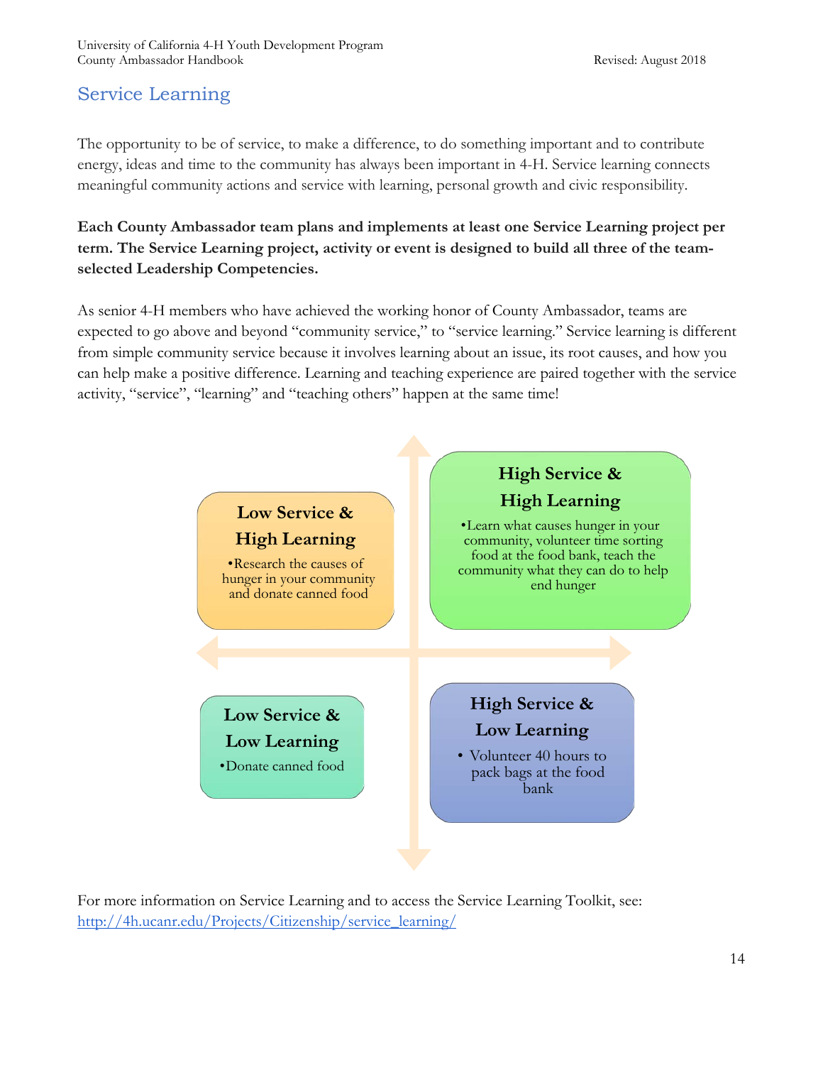## Service Learning

The opportunity to be of service, to make a difference, to do something important and to contribute energy, ideas and time to the community has always been important in 4-H. Service learning connects meaningful community actions and service with learning, personal growth and civic responsibility.

**Each County Ambassador team plans and implements at least one Service Learning project per term. The Service Learning project, activity or event is designed to build all three of the team-selected Leadership Competencies.**

As senior 4-H members who have achieved the working honor of County Ambassador, teams are expected to go above and beyond "community service," to "service learning." Service learning is different from simple community service because it involves learning about an issue, its root causes, and how you can help make a positive difference. Learning and teaching experience are paired together with the service activity, "service", "learning" and "teaching others" happen at the same time!

**Low Service & High Learning**

- Research the causes of hunger in your community and donate canned food

**High Service & High Learning**

- Learn what causes hunger in your community, volunteer time sorting food at the food bank, teach the community what they can do to help end hunger

**Low Service & Low Learning**

- Donate canned food

**High Service & Low Learning**

- Volunteer 40 hours to pack bags at the food bank

For more information on Service Learning and to access the Service Learning Toolkit, see: http://4h.ucanr.edu/Projects/Citizenship/service_learning/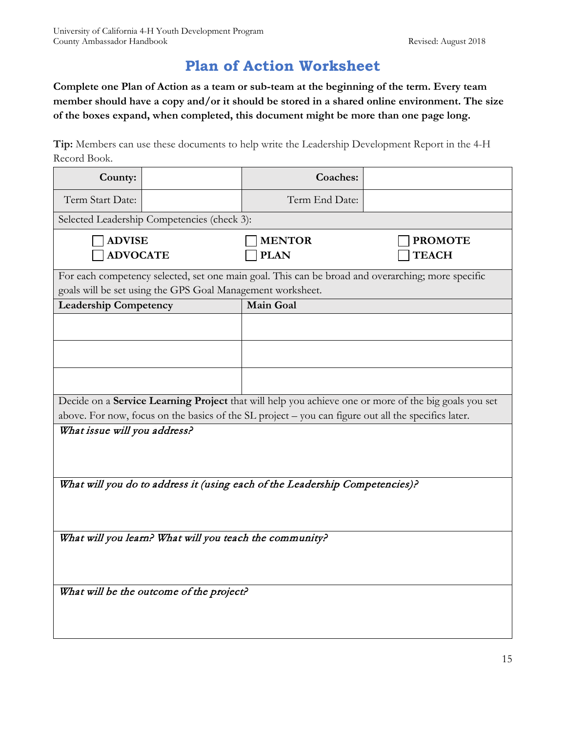# Plan of Action Worksheet

**Complete one Plan of Action as a team or sub-team at the beginning of the term. Every team member should have a copy and/or it should be stored in a shared online environment. The size of the boxes expand, when completed, this document might be more than one page long.**

**Tip:** Members can use these documents to help write the Leadership Development Report in the 4-H Record Book.

| **County:** | | **Coaches:** | |
|---|---|---|---|
| Term Start Date: | | Term End Date: | |

Selected Leadership Competencies (check 3):

- ☐ **ADVISE**
- ☐ **ADVOCATE**
- ☐ **MENTOR**
- ☐ **PLAN**
- ☐ **PROMOTE**
- ☐ **TEACH**

For each competency selected, set one main goal. This can be broad and overarching; more specific goals will be set using the GPS Goal Management worksheet.

| **Leadership Competency** | **Main Goal** |
|---|---|
| | |
| | |
| | |

Decide on a **Service Learning Project** that will help you achieve one or more of the big goals you set above. For now, focus on the basics of the SL project – you can figure out all the specifics later.

*What issue will you address?*

*What will you do to address it (using each of the Leadership Competencies)?*

*What will you learn? What will you teach the community?*

*What will be the outcome of the project?*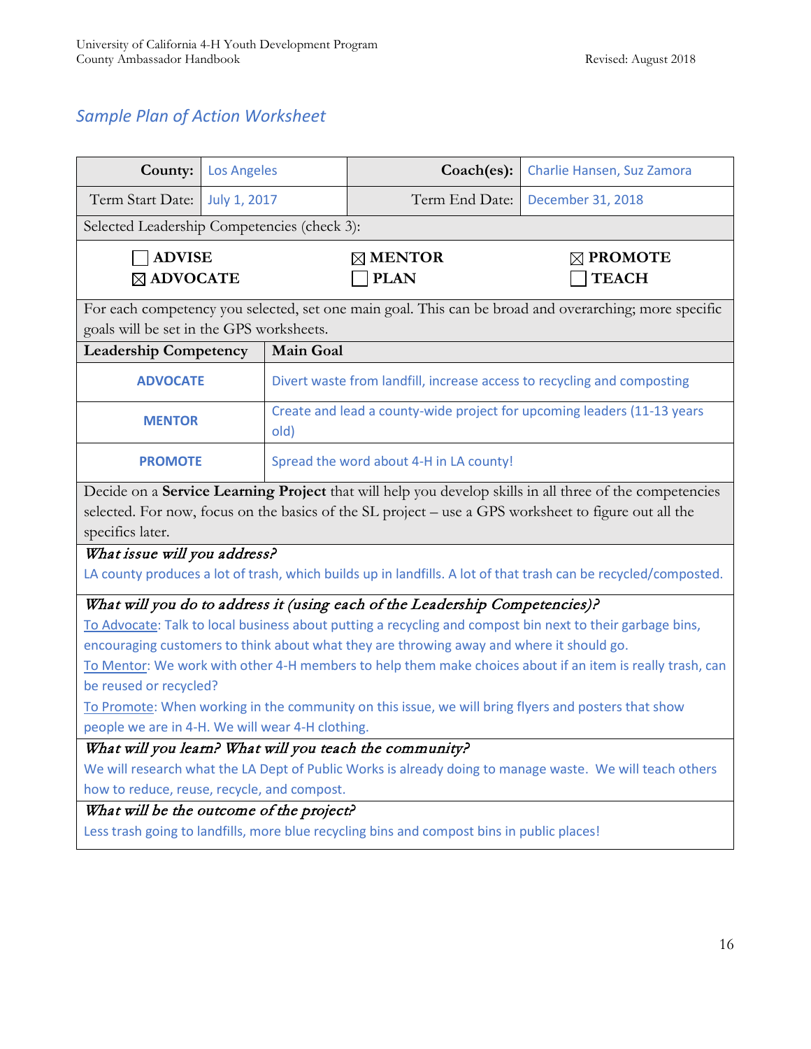## *Sample Plan of Action Worksheet*

| **County:** | Los Angeles | **Coach(es):** | Charlie Hansen, Suz Zamora |
|---|---|---|---|
| Term Start Date: | July 1, 2017 | Term End Date: | December 31, 2018 |

Selected Leadership Competencies (check 3):

- ☐ **ADVISE**
- ☒ **ADVOCATE**
- ☒ **MENTOR**
- ☐ **PLAN**
- ☒ **PROMOTE**
- ☐ **TEACH**

For each competency you selected, set one main goal. This can be broad and overarching; more specific goals will be set in the GPS worksheets.

| Leadership Competency | Main Goal |
|---|---|
| **ADVOCATE** | Divert waste from landfill, increase access to recycling and composting |
| **MENTOR** | Create and lead a county-wide project for upcoming leaders (11-13 years old) |
| **PROMOTE** | Spread the word about 4-H in LA county! |

Decide on a **Service Learning Project** that will help you develop skills in all three of the competencies selected. For now, focus on the basics of the SL project – use a GPS worksheet to figure out all the specifics later.

*What issue will you address?*

LA county produces a lot of trash, which builds up in landfills. A lot of that trash can be recycled/composted.

*What will you do to address it (using each of the Leadership Competencies)?*

To Advocate: Talk to local business about putting a recycling and compost bin next to their garbage bins, encouraging customers to think about what they are throwing away and where it should go.

To Mentor: We work with other 4-H members to help them make choices about if an item is really trash, can be reused or recycled?

To Promote: When working in the community on this issue, we will bring flyers and posters that show people we are in 4-H. We will wear 4-H clothing.

*What will you learn? What will you teach the community?*

We will research what the LA Dept of Public Works is already doing to manage waste. We will teach others how to reduce, reuse, recycle, and compost.

*What will be the outcome of the project?*

Less trash going to landfills, more blue recycling bins and compost bins in public places!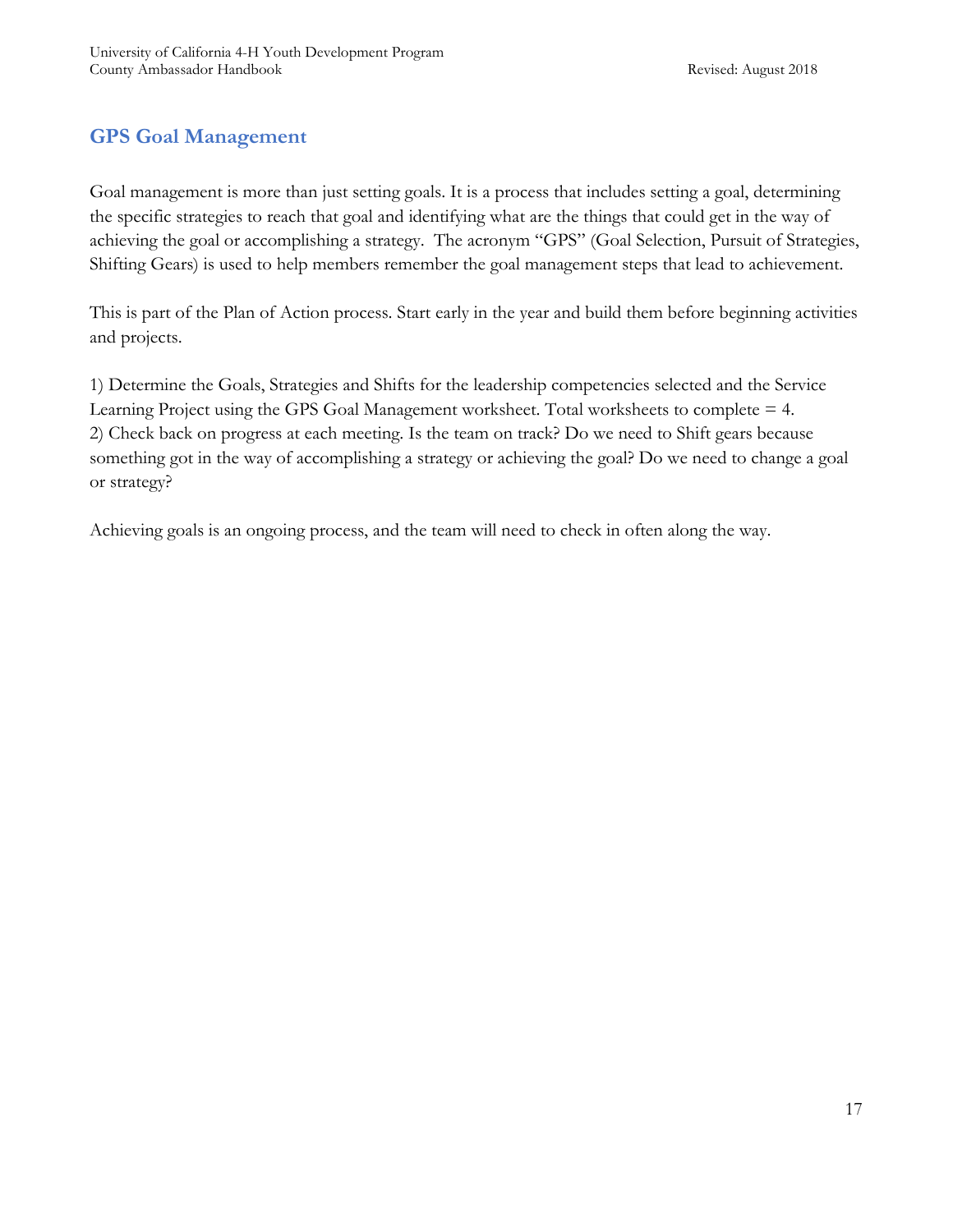## GPS Goal Management

Goal management is more than just setting goals. It is a process that includes setting a goal, determining the specific strategies to reach that goal and identifying what are the things that could get in the way of achieving the goal or accomplishing a strategy. The acronym "GPS" (Goal Selection, Pursuit of Strategies, Shifting Gears) is used to help members remember the goal management steps that lead to achievement.

This is part of the Plan of Action process. Start early in the year and build them before beginning activities and projects.

1) Determine the Goals, Strategies and Shifts for the leadership competencies selected and the Service Learning Project using the GPS Goal Management worksheet. Total worksheets to complete = 4.
2) Check back on progress at each meeting. Is the team on track? Do we need to Shift gears because something got in the way of accomplishing a strategy or achieving the goal? Do we need to change a goal or strategy?

Achieving goals is an ongoing process, and the team will need to check in often along the way.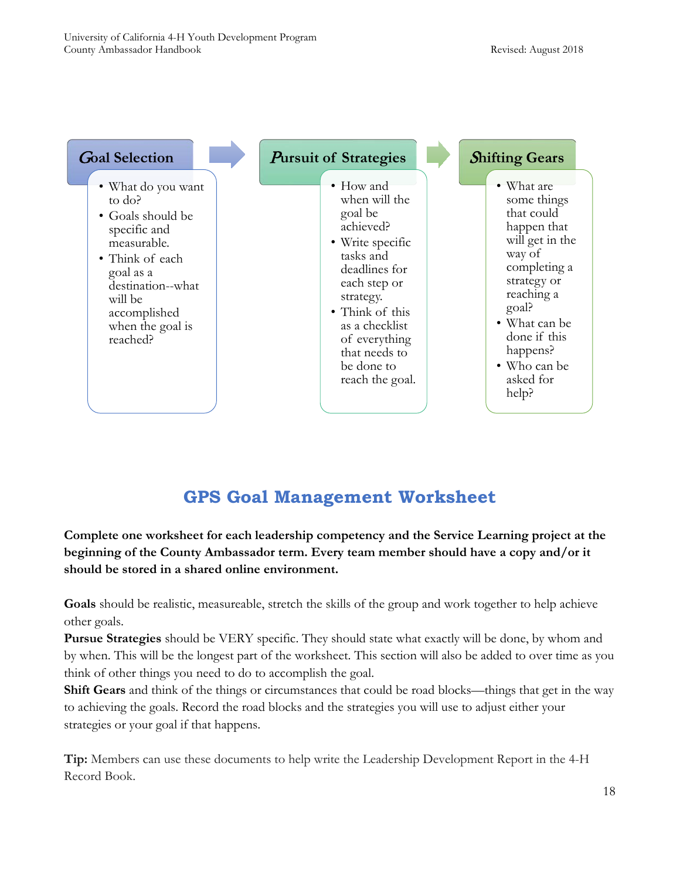**Goal Selection**

- What do you want to do?
- Goals should be specific and measurable.
- Think of each goal as a destination--what will be accomplished when the goal is reached?

**Pursuit of Strategies**

- How and when will the goal be achieved?
- Write specific tasks and deadlines for each step or strategy.
- Think of this as a checklist of everything that needs to be done to reach the goal.

**Shifting Gears**

- What are some things that could happen that will get in the way of completing a strategy or reaching a goal?
- What can be done if this happens?
- Who can be asked for help?

## GPS Goal Management Worksheet

**Complete one worksheet for each leadership competency and the Service Learning project at the beginning of the County Ambassador term. Every team member should have a copy and/or it should be stored in a shared online environment.**

**Goals** should be realistic, measureable, stretch the skills of the group and work together to help achieve other goals.

**Pursue Strategies** should be VERY specific. They should state what exactly will be done, by whom and by when. This will be the longest part of the worksheet. This section will also be added to over time as you think of other things you need to do to accomplish the goal.

**Shift Gears** and think of the things or circumstances that could be road blocks—things that get in the way to achieving the goals. Record the road blocks and the strategies you will use to adjust either your strategies or your goal if that happens.

**Tip:** Members can use these documents to help write the Leadership Development Report in the 4-H Record Book.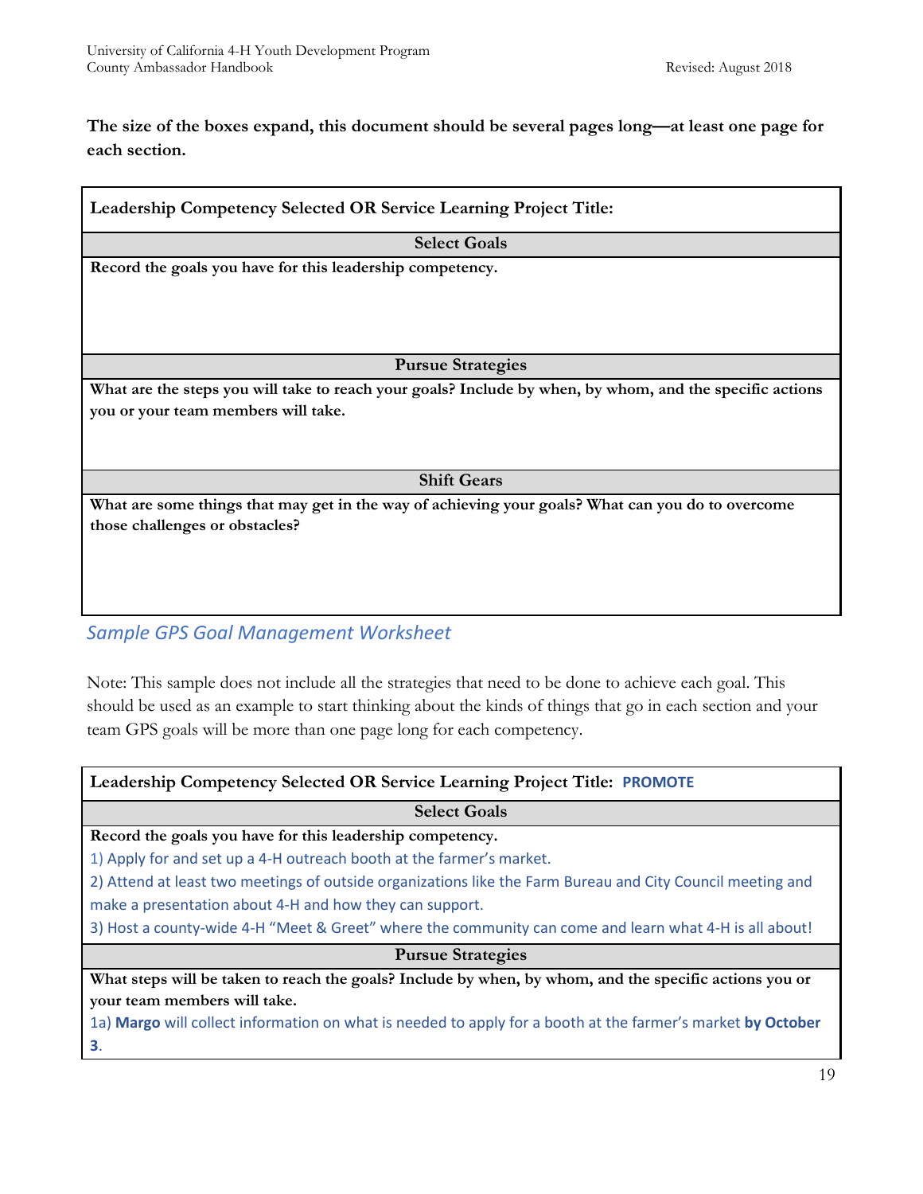**The size of the boxes expand, this document should be several pages long—at least one page for each section.**

| **Leadership Competency Selected OR Service Learning Project Title:** |
|---|
| **Select Goals** |
| **Record the goals you have for this leadership competency.** |
| **Pursue Strategies** |
| **What are the steps you will take to reach your goals? Include by when, by whom, and the specific actions you or your team members will take.** |
| **Shift Gears** |
| **What are some things that may get in the way of achieving your goals? What can you do to overcome those challenges or obstacles?** |

## *Sample GPS Goal Management Worksheet*

Note: This sample does not include all the strategies that need to be done to achieve each goal. This should be used as an example to start thinking about the kinds of things that go in each section and your team GPS goals will be more than one page long for each competency.

| **Leadership Competency Selected OR Service Learning Project Title:** **PROMOTE** |
|---|
| **Select Goals** |
| **Record the goals you have for this leadership competency.**<br>1) Apply for and set up a 4-H outreach booth at the farmer's market.<br>2) Attend at least two meetings of outside organizations like the Farm Bureau and City Council meeting and make a presentation about 4-H and how they can support.<br>3) Host a county-wide 4-H "Meet & Greet" where the community can come and learn what 4-H is all about! |
| **Pursue Strategies** |
| **What steps will be taken to reach the goals? Include by when, by whom, and the specific actions you or your team members will take.**<br>1a) **Margo** will collect information on what is needed to apply for a booth at the farmer's market **by October 3**. |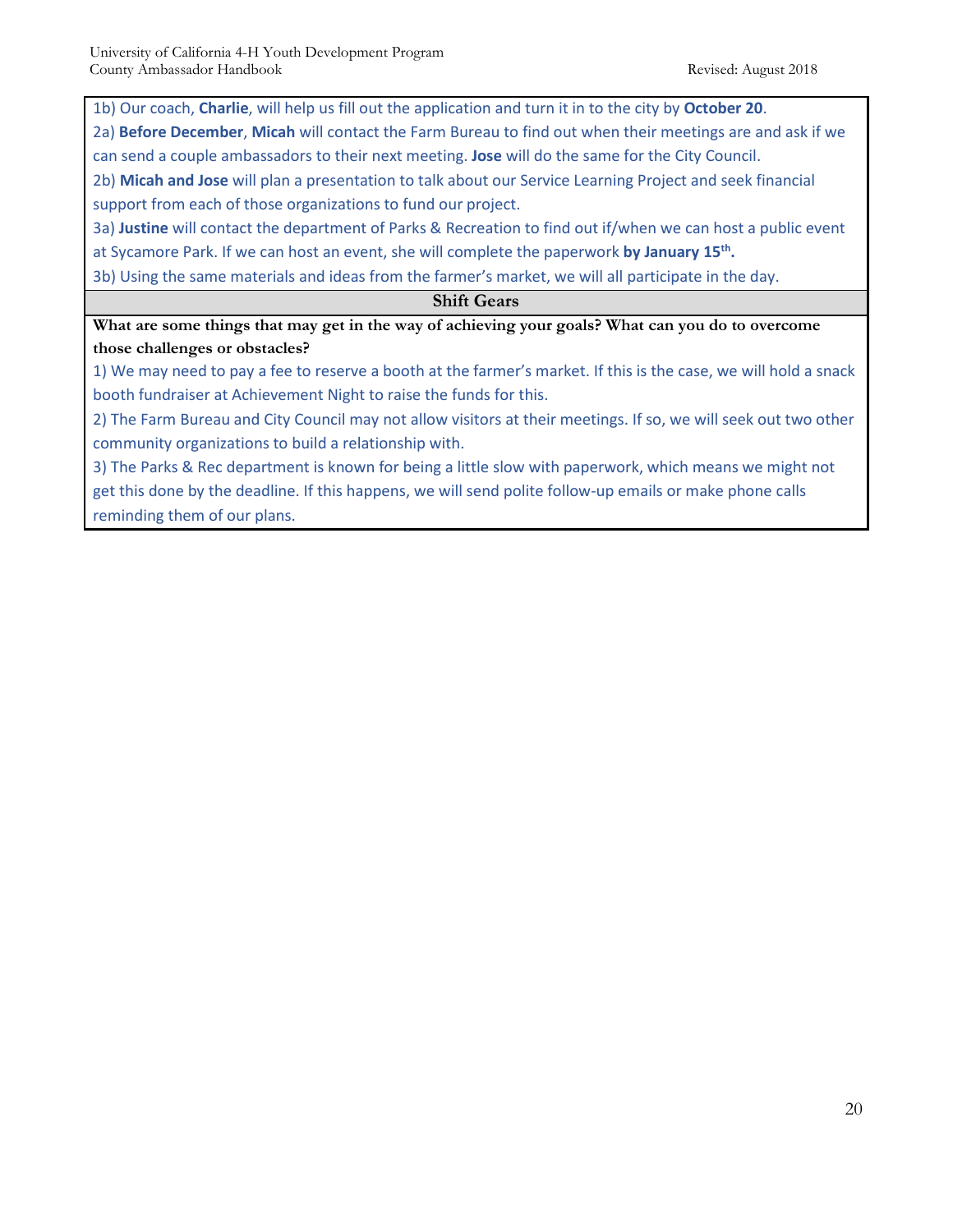1b) Our coach, **Charlie**, will help us fill out the application and turn it in to the city by **October 20**.

2a) **Before December**, **Micah** will contact the Farm Bureau to find out when their meetings are and ask if we can send a couple ambassadors to their next meeting. **Jose** will do the same for the City Council.

2b) **Micah and Jose** will plan a presentation to talk about our Service Learning Project and seek financial support from each of those organizations to fund our project.

3a) **Justine** will contact the department of Parks & Recreation to find out if/when we can host a public event at Sycamore Park. If we can host an event, she will complete the paperwork **by January 15th.**

3b) Using the same materials and ideas from the farmer's market, we will all participate in the day.

## Shift Gears

**What are some things that may get in the way of achieving your goals? What can you do to overcome those challenges or obstacles?**

1) We may need to pay a fee to reserve a booth at the farmer's market. If this is the case, we will hold a snack booth fundraiser at Achievement Night to raise the funds for this.

2) The Farm Bureau and City Council may not allow visitors at their meetings. If so, we will seek out two other community organizations to build a relationship with.

3) The Parks & Rec department is known for being a little slow with paperwork, which means we might not get this done by the deadline. If this happens, we will send polite follow-up emails or make phone calls reminding them of our plans.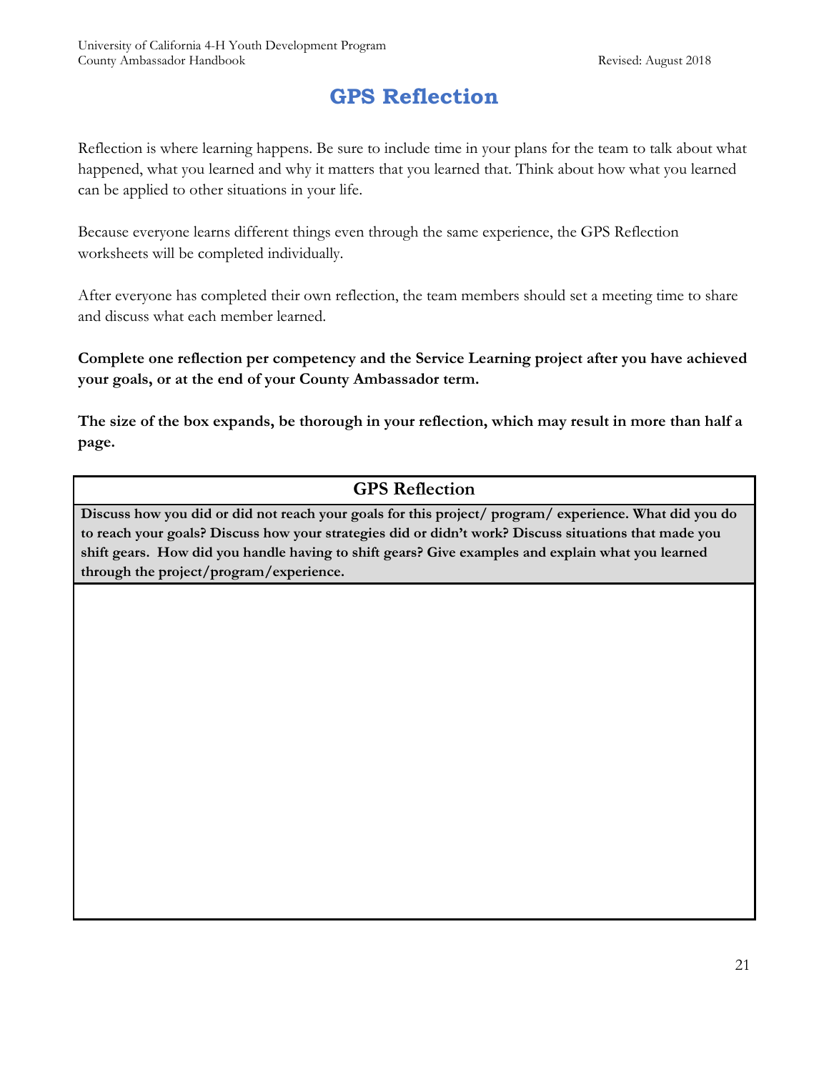# GPS Reflection

Reflection is where learning happens. Be sure to include time in your plans for the team to talk about what happened, what you learned and why it matters that you learned that. Think about how what you learned can be applied to other situations in your life.

Because everyone learns different things even through the same experience, the GPS Reflection worksheets will be completed individually.

After everyone has completed their own reflection, the team members should set a meeting time to share and discuss what each member learned.

**Complete one reflection per competency and the Service Learning project after you have achieved your goals, or at the end of your County Ambassador term.**

**The size of the box expands, be thorough in your reflection, which may result in more than half a page.**

| GPS Reflection |
|---|
| **Discuss how you did or did not reach your goals for this project/ program/ experience. What did you do to reach your goals? Discuss how your strategies did or didn't work? Discuss situations that made you shift gears. How did you handle having to shift gears? Give examples and explain what you learned through the project/program/experience.** |
| |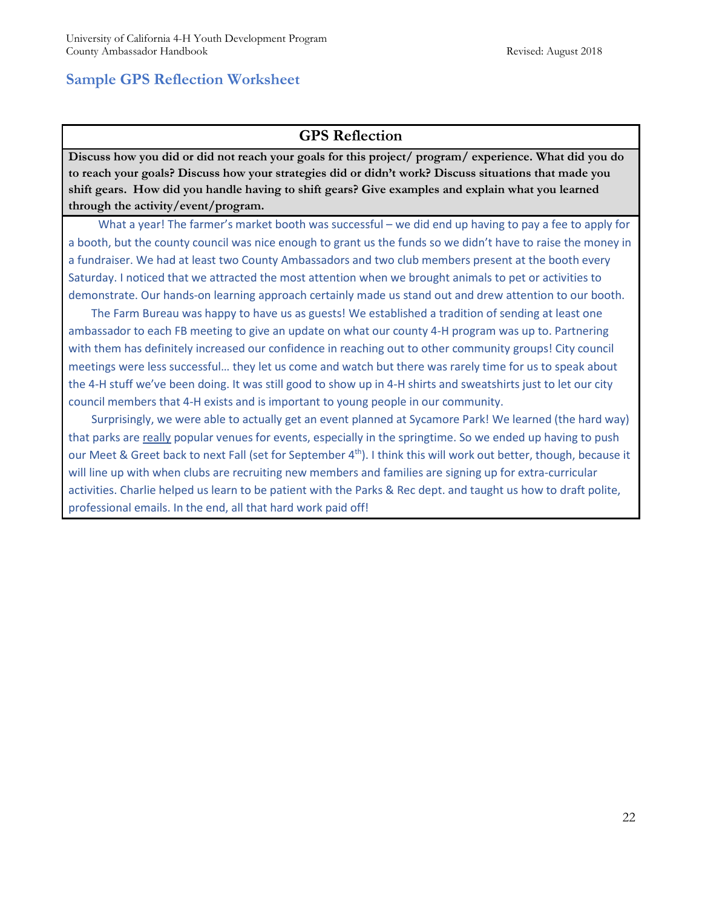## Sample GPS Reflection Worksheet

| GPS Reflection |
|---|
| **Discuss how you did or did not reach your goals for this project/ program/ experience. What did you do to reach your goals? Discuss how your strategies did or didn't work? Discuss situations that made you shift gears. How did you handle having to shift gears? Give examples and explain what you learned through the activity/event/program.** |
| What a year! The farmer's market booth was successful – we did end up having to pay a fee to apply for a booth, but the county council was nice enough to grant us the funds so we didn't have to raise the money in a fundraiser. We had at least two County Ambassadors and two club members present at the booth every Saturday. I noticed that we attracted the most attention when we brought animals to pet or activities to demonstrate. Our hands-on learning approach certainly made us stand out and drew attention to our booth. <br><br> The Farm Bureau was happy to have us as guests! We established a tradition of sending at least one ambassador to each FB meeting to give an update on what our county 4-H program was up to. Partnering with them has definitely increased our confidence in reaching out to other community groups! City council meetings were less successful… they let us come and watch but there was rarely time for us to speak about the 4-H stuff we've been doing. It was still good to show up in 4-H shirts and sweatshirts just to let our city council members that 4-H exists and is important to young people in our community. <br><br> Surprisingly, we were able to actually get an event planned at Sycamore Park! We learned (the hard way) that parks are <u>really</u> popular venues for events, especially in the springtime. So we ended up having to push our Meet & Greet back to next Fall (set for September 4th). I think this will work out better, though, because it will line up with when clubs are recruiting new members and families are signing up for extra-curricular activities. Charlie helped us learn to be patient with the Parks & Rec dept. and taught us how to draft polite, professional emails. In the end, all that hard work paid off! |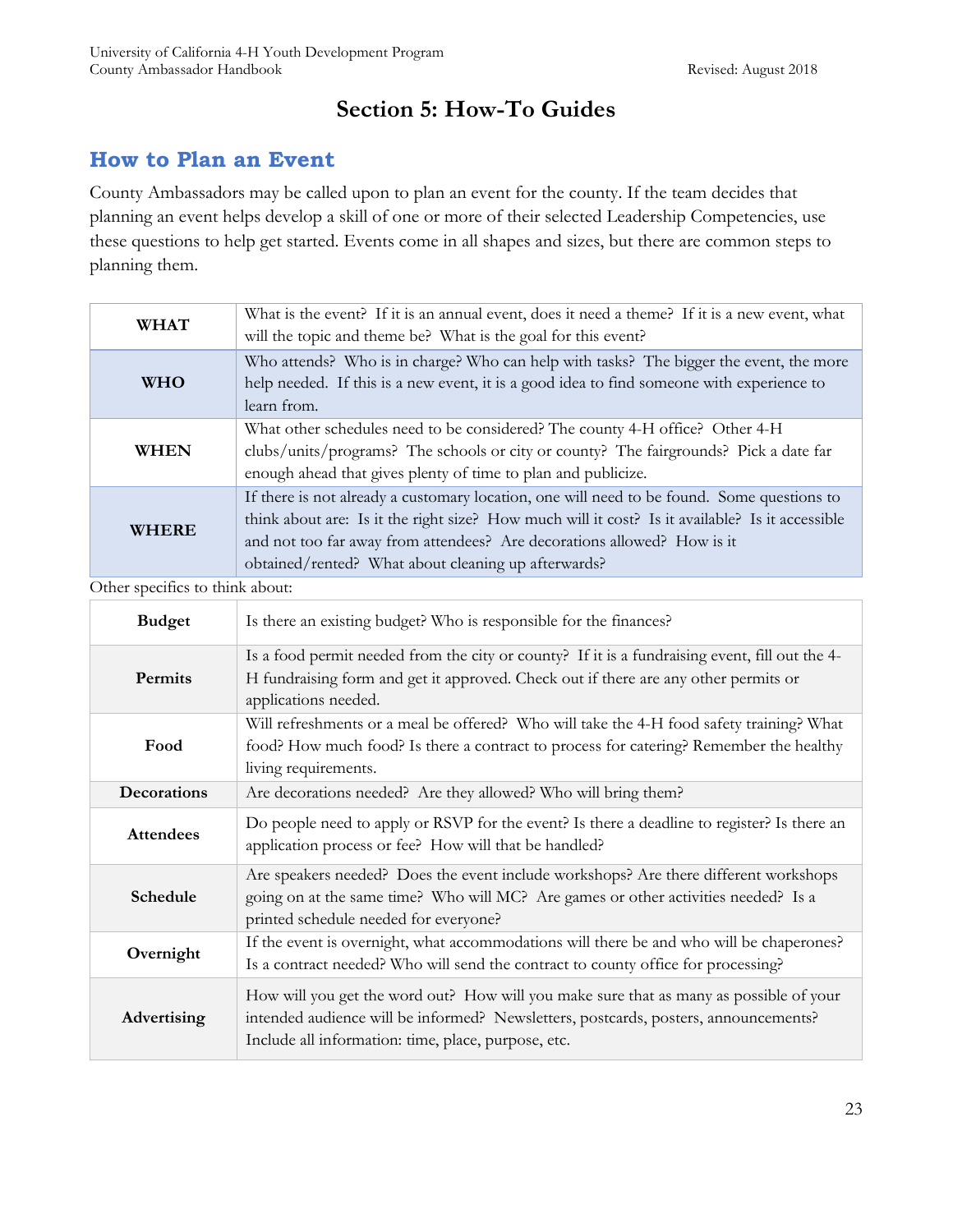# Section 5: How-To Guides

## How to Plan an Event

County Ambassadors may be called upon to plan an event for the county. If the team decides that planning an event helps develop a skill of one or more of their selected Leadership Competencies, use these questions to help get started. Events come in all shapes and sizes, but there are common steps to planning them.

| | |
|---|---|
| **WHAT** | What is the event? If it is an annual event, does it need a theme? If it is a new event, what will the topic and theme be? What is the goal for this event? |
| **WHO** | Who attends? Who is in charge? Who can help with tasks? The bigger the event, the more help needed. If this is a new event, it is a good idea to find someone with experience to learn from. |
| **WHEN** | What other schedules need to be considered? The county 4-H office? Other 4-H clubs/units/programs? The schools or city or county? The fairgrounds? Pick a date far enough ahead that gives plenty of time to plan and publicize. |
| **WHERE** | If there is not already a customary location, one will need to be found. Some questions to think about are: Is it the right size? How much will it cost? Is it available? Is it accessible and not too far away from attendees? Are decorations allowed? How is it obtained/rented? What about cleaning up afterwards? |

Other specifics to think about:

| | |
|---|---|
| **Budget** | Is there an existing budget? Who is responsible for the finances? |
| **Permits** | Is a food permit needed from the city or county? If it is a fundraising event, fill out the 4-H fundraising form and get it approved. Check out if there are any other permits or applications needed. |
| **Food** | Will refreshments or a meal be offered? Who will take the 4-H food safety training? What food? How much food? Is there a contract to process for catering? Remember the healthy living requirements. |
| **Decorations** | Are decorations needed? Are they allowed? Who will bring them? |
| **Attendees** | Do people need to apply or RSVP for the event? Is there a deadline to register? Is there an application process or fee? How will that be handled? |
| **Schedule** | Are speakers needed? Does the event include workshops? Are there different workshops going on at the same time? Who will MC? Are games or other activities needed? Is a printed schedule needed for everyone? |
| **Overnight** | If the event is overnight, what accommodations will there be and who will be chaperones? Is a contract needed? Who will send the contract to county office for processing? |
| **Advertising** | How will you get the word out? How will you make sure that as many as possible of your intended audience will be informed? Newsletters, postcards, posters, announcements? Include all information: time, place, purpose, etc. |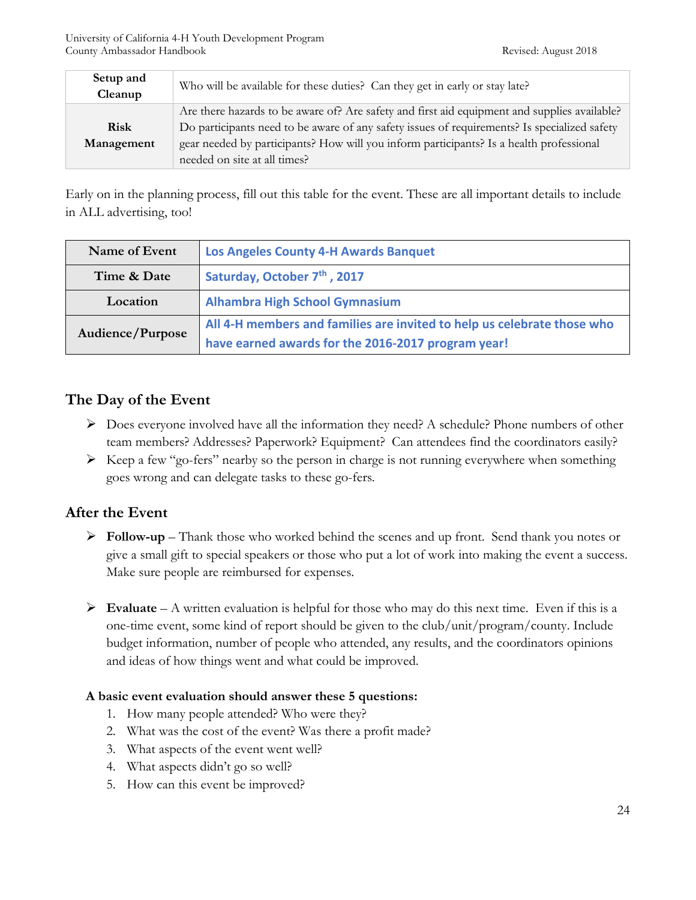| Setup and Cleanup | Who will be available for these duties? Can they get in early or stay late? |
|---|---|
| Risk Management | Are there hazards to be aware of? Are safety and first aid equipment and supplies available? Do participants need to be aware of any safety issues of requirements? Is specialized safety gear needed by participants? How will you inform participants? Is a health professional needed on site at all times? |

Early on in the planning process, fill out this table for the event. These are all important details to include in ALL advertising, too!

| Name of Event | **Los Angeles County 4-H Awards Banquet** |
|---|---|
| Time & Date | **Saturday, October 7th , 2017** |
| Location | **Alhambra High School Gymnasium** |
| Audience/Purpose | **All 4-H members and families are invited to help us celebrate those who have earned awards for the 2016-2017 program year!** |

## The Day of the Event

- Does everyone involved have all the information they need? A schedule? Phone numbers of other team members? Addresses? Paperwork? Equipment? Can attendees find the coordinators easily?
- Keep a few "go-fers" nearby so the person in charge is not running everywhere when something goes wrong and can delegate tasks to these go-fers.

## After the Event

- **Follow-up** – Thank those who worked behind the scenes and up front. Send thank you notes or give a small gift to special speakers or those who put a lot of work into making the event a success. Make sure people are reimbursed for expenses.

- **Evaluate** – A written evaluation is helpful for those who may do this next time. Even if this is a one-time event, some kind of report should be given to the club/unit/program/county. Include budget information, number of people who attended, any results, and the coordinators opinions and ideas of how things went and what could be improved.

**A basic event evaluation should answer these 5 questions:**

1. How many people attended? Who were they?
2. What was the cost of the event? Was there a profit made?
3. What aspects of the event went well?
4. What aspects didn't go so well?
5. How can this event be improved?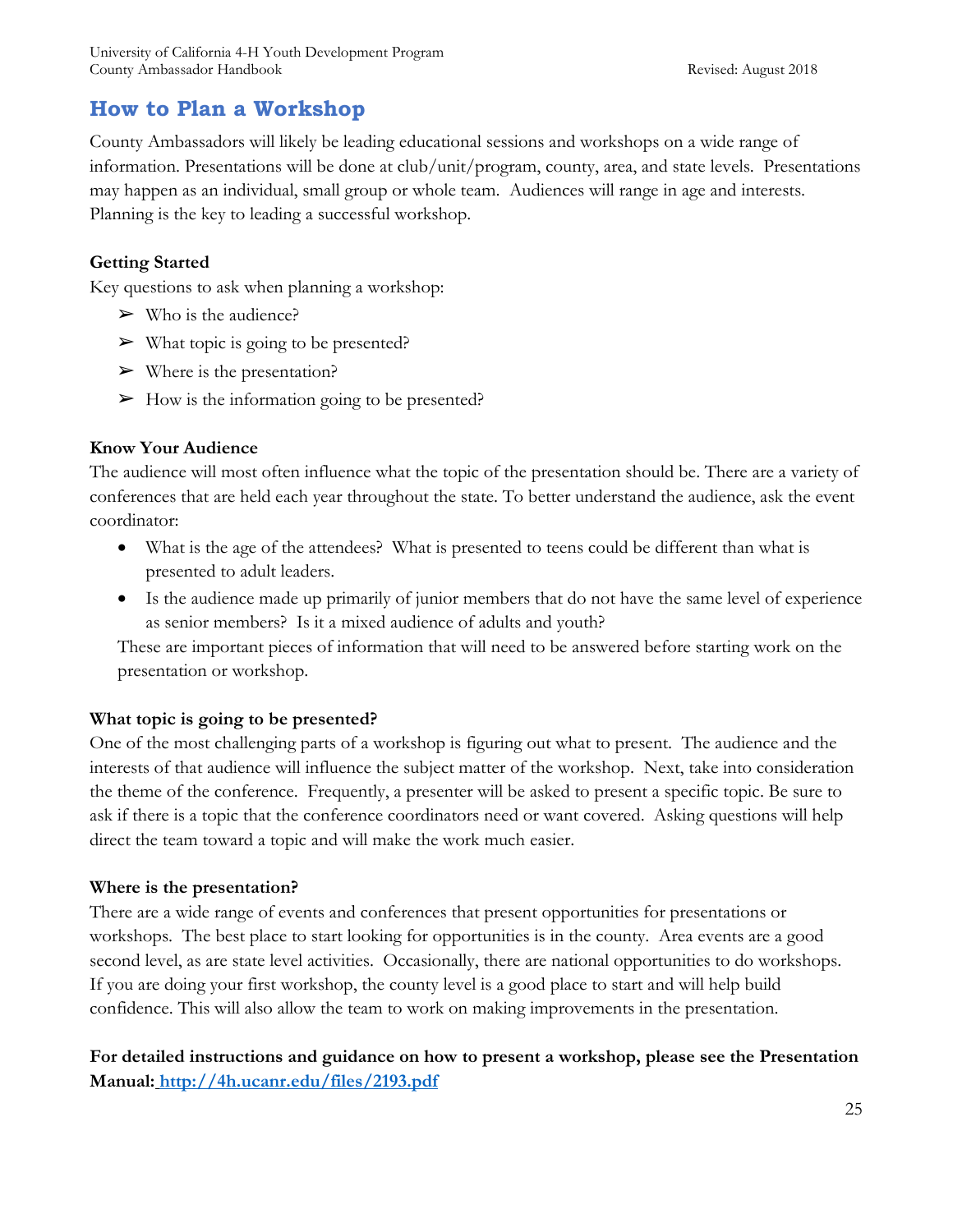## How to Plan a Workshop

County Ambassadors will likely be leading educational sessions and workshops on a wide range of information. Presentations will be done at club/unit/program, county, area, and state levels. Presentations may happen as an individual, small group or whole team. Audiences will range in age and interests. Planning is the key to leading a successful workshop.

### Getting Started

Key questions to ask when planning a workshop:

- Who is the audience?
- What topic is going to be presented?
- Where is the presentation?
- How is the information going to be presented?

### Know Your Audience

The audience will most often influence what the topic of the presentation should be. There are a variety of conferences that are held each year throughout the state. To better understand the audience, ask the event coordinator:

- What is the age of the attendees? What is presented to teens could be different than what is presented to adult leaders.
- Is the audience made up primarily of junior members that do not have the same level of experience as senior members? Is it a mixed audience of adults and youth?

These are important pieces of information that will need to be answered before starting work on the presentation or workshop.

### What topic is going to be presented?

One of the most challenging parts of a workshop is figuring out what to present. The audience and the interests of that audience will influence the subject matter of the workshop. Next, take into consideration the theme of the conference. Frequently, a presenter will be asked to present a specific topic. Be sure to ask if there is a topic that the conference coordinators need or want covered. Asking questions will help direct the team toward a topic and will make the work much easier.

### Where is the presentation?

There are a wide range of events and conferences that present opportunities for presentations or workshops. The best place to start looking for opportunities is in the county. Area events are a good second level, as are state level activities. Occasionally, there are national opportunities to do workshops. If you are doing your first workshop, the county level is a good place to start and will help build confidence. This will also allow the team to work on making improvements in the presentation.

**For detailed instructions and guidance on how to present a workshop, please see the Presentation Manual: http://4h.ucanr.edu/files/2193.pdf**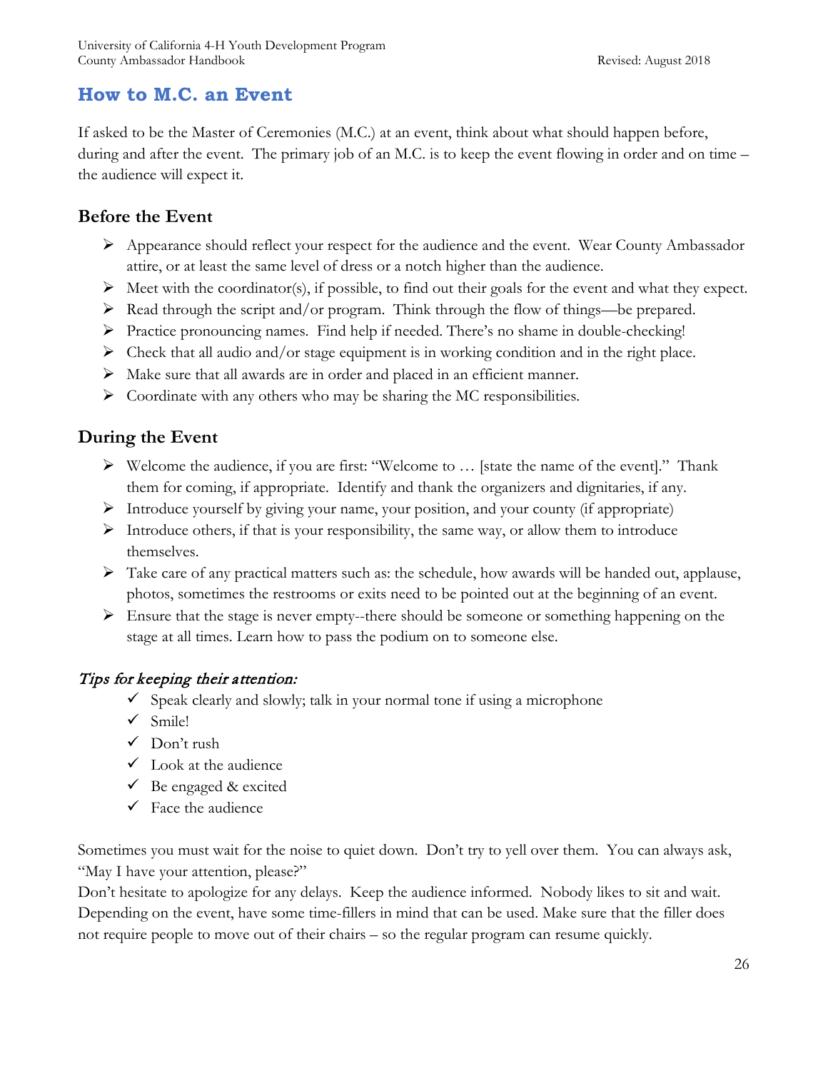# How to M.C. an Event

If asked to be the Master of Ceremonies (M.C.) at an event, think about what should happen before, during and after the event. The primary job of an M.C. is to keep the event flowing in order and on time – the audience will expect it.

## Before the Event

- Appearance should reflect your respect for the audience and the event. Wear County Ambassador attire, or at least the same level of dress or a notch higher than the audience.
- Meet with the coordinator(s), if possible, to find out their goals for the event and what they expect.
- Read through the script and/or program. Think through the flow of things—be prepared.
- Practice pronouncing names. Find help if needed. There's no shame in double-checking!
- Check that all audio and/or stage equipment is in working condition and in the right place.
- Make sure that all awards are in order and placed in an efficient manner.
- Coordinate with any others who may be sharing the MC responsibilities.

## During the Event

- Welcome the audience, if you are first: "Welcome to … [state the name of the event]." Thank them for coming, if appropriate. Identify and thank the organizers and dignitaries, if any.
- Introduce yourself by giving your name, your position, and your county (if appropriate)
- Introduce others, if that is your responsibility, the same way, or allow them to introduce themselves.
- Take care of any practical matters such as: the schedule, how awards will be handed out, applause, photos, sometimes the restrooms or exits need to be pointed out at the beginning of an event.
- Ensure that the stage is never empty--there should be someone or something happening on the stage at all times. Learn how to pass the podium on to someone else.

*Tips for keeping their attention:*

- ✓ Speak clearly and slowly; talk in your normal tone if using a microphone
- ✓ Smile!
- ✓ Don't rush
- ✓ Look at the audience
- ✓ Be engaged & excited
- ✓ Face the audience

Sometimes you must wait for the noise to quiet down. Don't try to yell over them. You can always ask, "May I have your attention, please?"
Don't hesitate to apologize for any delays. Keep the audience informed. Nobody likes to sit and wait. Depending on the event, have some time-fillers in mind that can be used. Make sure that the filler does not require people to move out of their chairs – so the regular program can resume quickly.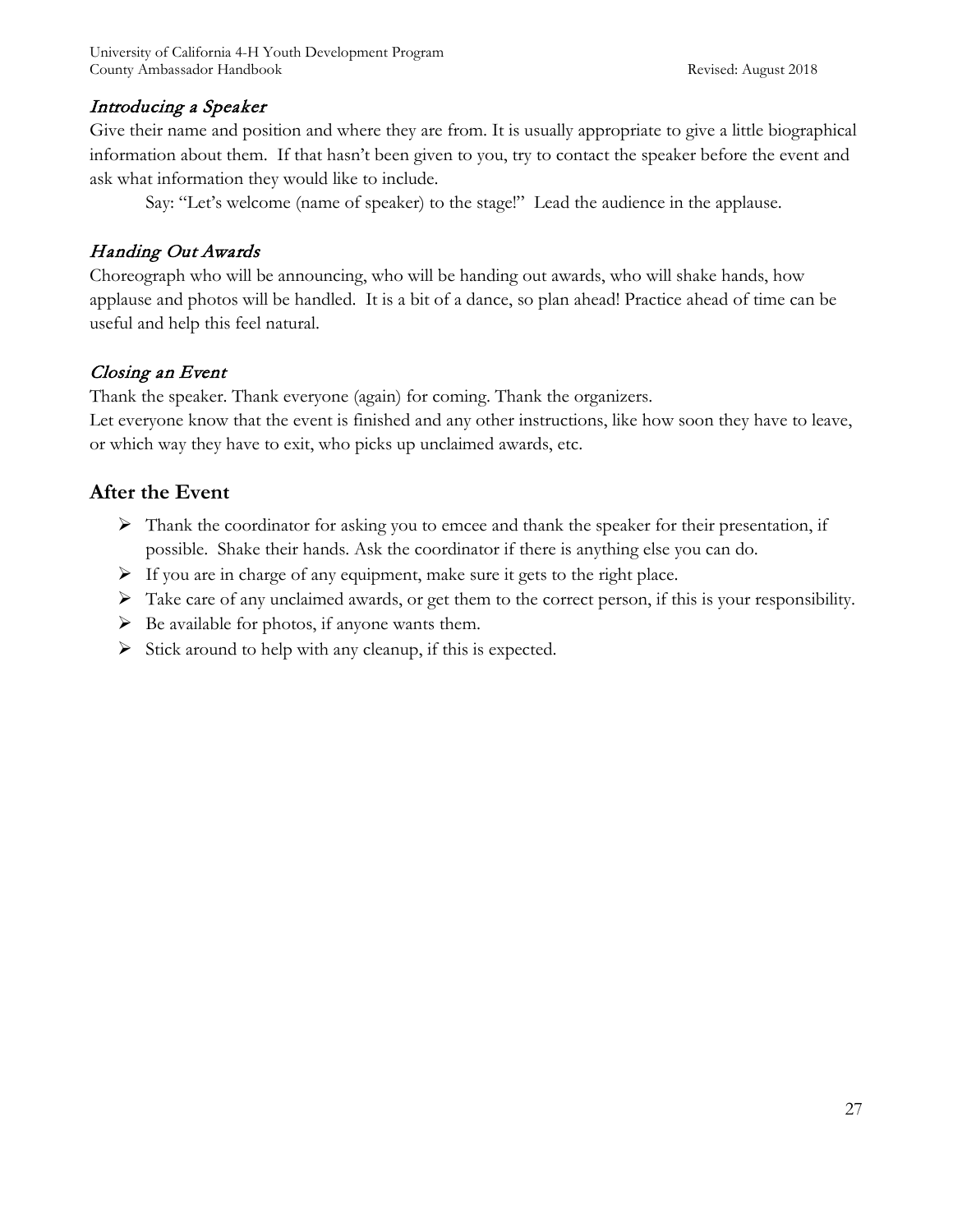### *Introducing a Speaker*

Give their name and position and where they are from. It is usually appropriate to give a little biographical information about them. If that hasn't been given to you, try to contact the speaker before the event and ask what information they would like to include.

Say: "Let's welcome (name of speaker) to the stage!" Lead the audience in the applause.

### *Handing Out Awards*

Choreograph who will be announcing, who will be handing out awards, who will shake hands, how applause and photos will be handled. It is a bit of a dance, so plan ahead! Practice ahead of time can be useful and help this feel natural.

### *Closing an Event*

Thank the speaker. Thank everyone (again) for coming. Thank the organizers.
Let everyone know that the event is finished and any other instructions, like how soon they have to leave, or which way they have to exit, who picks up unclaimed awards, etc.

## After the Event

- Thank the coordinator for asking you to emcee and thank the speaker for their presentation, if possible. Shake their hands. Ask the coordinator if there is anything else you can do.
- If you are in charge of any equipment, make sure it gets to the right place.
- Take care of any unclaimed awards, or get them to the correct person, if this is your responsibility.
- Be available for photos, if anyone wants them.
- Stick around to help with any cleanup, if this is expected.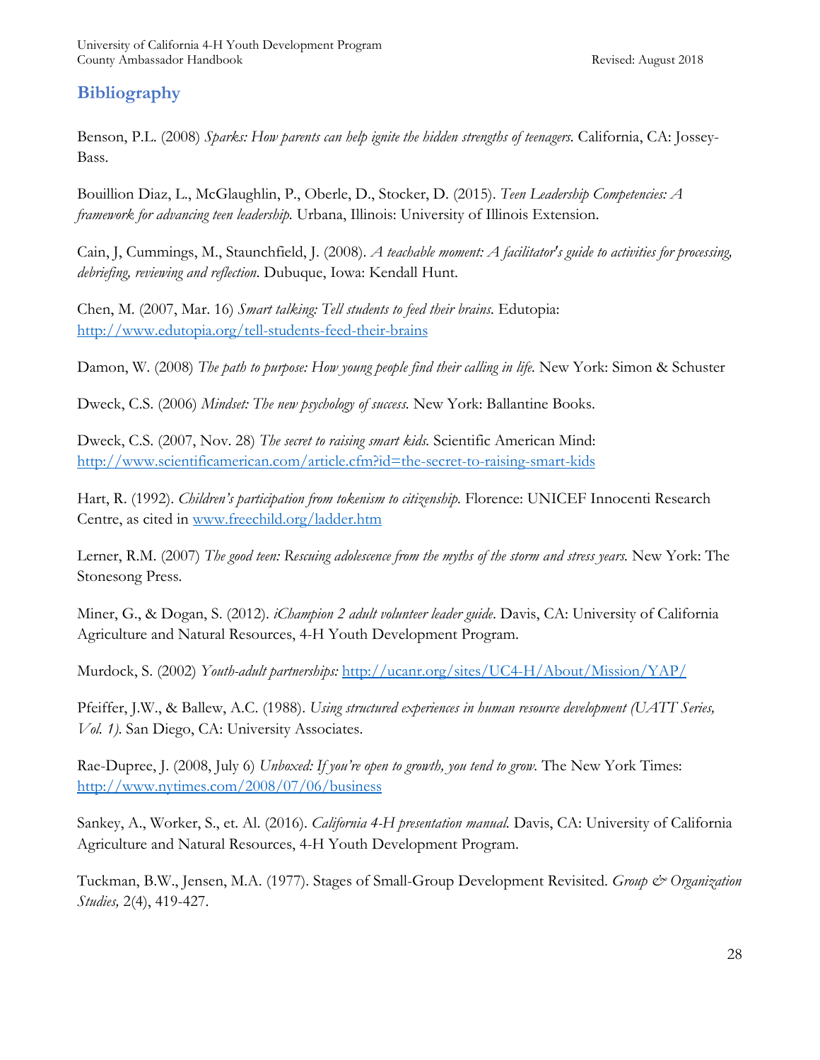## Bibliography

Benson, P.L. (2008) *Sparks: How parents can help ignite the hidden strengths of teenagers.* California, CA: Jossey-Bass.

Bouillion Diaz, L., McGlaughlin, P., Oberle, D., Stocker, D. (2015). *Teen Leadership Competencies: A framework for advancing teen leadership.* Urbana, Illinois: University of Illinois Extension.

Cain, J, Cummings, M., Staunchfield, J. (2008). *A teachable moment: A facilitator's guide to activities for processing, debriefing, reviewing and reflection.* Dubuque, Iowa: Kendall Hunt.

Chen, M. (2007, Mar. 16) *Smart talking: Tell students to feed their brains.* Edutopia: http://www.edutopia.org/tell-students-feed-their-brains

Damon, W. (2008) *The path to purpose: How young people find their calling in life.* New York: Simon & Schuster

Dweck, C.S. (2006) *Mindset: The new psychology of success.* New York: Ballantine Books.

Dweck, C.S. (2007, Nov. 28) *The secret to raising smart kids.* Scientific American Mind: http://www.scientificamerican.com/article.cfm?id=the-secret-to-raising-smart-kids

Hart, R. (1992). *Children's participation from tokenism to citizenship.* Florence: UNICEF Innocenti Research Centre, as cited in www.freechild.org/ladder.htm

Lerner, R.M. (2007) *The good teen: Rescuing adolescence from the myths of the storm and stress years.* New York: The Stonesong Press.

Miner, G., & Dogan, S. (2012). *iChampion 2 adult volunteer leader guide.* Davis, CA: University of California Agriculture and Natural Resources, 4-H Youth Development Program.

Murdock, S. (2002) *Youth-adult partnerships:* http://ucanr.org/sites/UC4-H/About/Mission/YAP/

Pfeiffer, J.W., & Ballew, A.C. (1988). *Using structured experiences in human resource development (UATT Series, Vol. 1).* San Diego, CA: University Associates.

Rae-Dupree, J. (2008, July 6) *Unboxed: If you're open to growth, you tend to grow.* The New York Times: http://www.nytimes.com/2008/07/06/business

Sankey, A., Worker, S., et. Al. (2016). *California 4-H presentation manual.* Davis, CA: University of California Agriculture and Natural Resources, 4-H Youth Development Program.

Tuckman, B.W., Jensen, M.A. (1977). Stages of Small-Group Development Revisited. *Group & Organization Studies,* 2(4), 419-427.